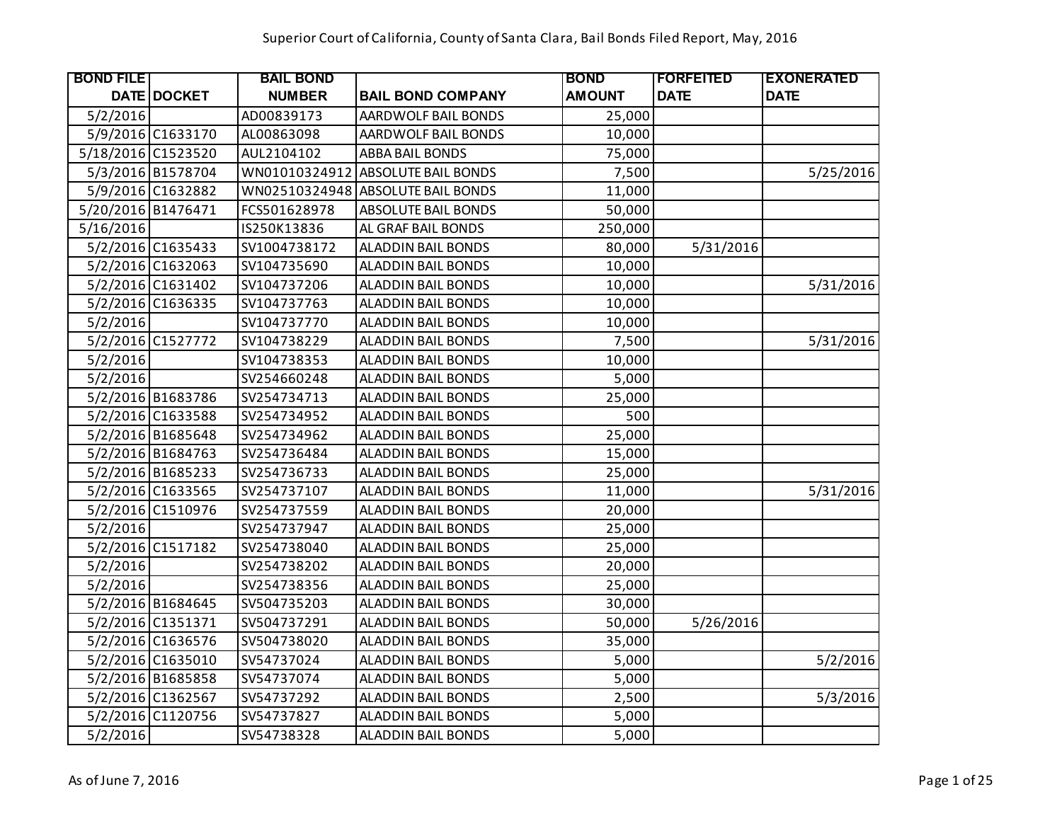# Superior Court of California, County of Santa Clara, Bail Bonds Filed Report, May, 2016

| BOND FILE DATE | DOCKET | BAIL BOND NUMBER | BAIL BOND COMPANY | BOND AMOUNT | FORFEITED DATE | EXONERATED DATE |
|---|---|---|---|---|---|---|
| 5/2/2016 | | AD00839173 | AARDWOLF BAIL BONDS | 25,000 | | |
| 5/9/2016 | C1633170 | AL00863098 | AARDWOLF BAIL BONDS | 10,000 | | |
| 5/18/2016 | C1523520 | AUL2104102 | ABBA BAIL BONDS | 75,000 | | |
| 5/3/2016 | B1578704 | WN01010324912 | ABSOLUTE BAIL BONDS | 7,500 | | 5/25/2016 |
| 5/9/2016 | C1632882 | WN02510324948 | ABSOLUTE BAIL BONDS | 11,000 | | |
| 5/20/2016 | B1476471 | FCS501628978 | ABSOLUTE BAIL BONDS | 50,000 | | |
| 5/16/2016 | | IS250K13836 | AL GRAF BAIL BONDS | 250,000 | | |
| 5/2/2016 | C1635433 | SV1004738172 | ALADDIN BAIL BONDS | 80,000 | 5/31/2016 | |
| 5/2/2016 | C1632063 | SV104735690 | ALADDIN BAIL BONDS | 10,000 | | |
| 5/2/2016 | C1631402 | SV104737206 | ALADDIN BAIL BONDS | 10,000 | | 5/31/2016 |
| 5/2/2016 | C1636335 | SV104737763 | ALADDIN BAIL BONDS | 10,000 | | |
| 5/2/2016 | | SV104737770 | ALADDIN BAIL BONDS | 10,000 | | |
| 5/2/2016 | C1527772 | SV104738229 | ALADDIN BAIL BONDS | 7,500 | | 5/31/2016 |
| 5/2/2016 | | SV104738353 | ALADDIN BAIL BONDS | 10,000 | | |
| 5/2/2016 | | SV254660248 | ALADDIN BAIL BONDS | 5,000 | | |
| 5/2/2016 | B1683786 | SV254734713 | ALADDIN BAIL BONDS | 25,000 | | |
| 5/2/2016 | C1633588 | SV254734952 | ALADDIN BAIL BONDS | 500 | | |
| 5/2/2016 | B1685648 | SV254734962 | ALADDIN BAIL BONDS | 25,000 | | |
| 5/2/2016 | B1684763 | SV254736484 | ALADDIN BAIL BONDS | 15,000 | | |
| 5/2/2016 | B1685233 | SV254736733 | ALADDIN BAIL BONDS | 25,000 | | |
| 5/2/2016 | C1633565 | SV254737107 | ALADDIN BAIL BONDS | 11,000 | | 5/31/2016 |
| 5/2/2016 | C1510976 | SV254737559 | ALADDIN BAIL BONDS | 20,000 | | |
| 5/2/2016 | | SV254737947 | ALADDIN BAIL BONDS | 25,000 | | |
| 5/2/2016 | C1517182 | SV254738040 | ALADDIN BAIL BONDS | 25,000 | | |
| 5/2/2016 | | SV254738202 | ALADDIN BAIL BONDS | 20,000 | | |
| 5/2/2016 | | SV254738356 | ALADDIN BAIL BONDS | 25,000 | | |
| 5/2/2016 | B1684645 | SV504735203 | ALADDIN BAIL BONDS | 30,000 | | |
| 5/2/2016 | C1351371 | SV504737291 | ALADDIN BAIL BONDS | 50,000 | 5/26/2016 | |
| 5/2/2016 | C1636576 | SV504738020 | ALADDIN BAIL BONDS | 35,000 | | |
| 5/2/2016 | C1635010 | SV54737024 | ALADDIN BAIL BONDS | 5,000 | | 5/2/2016 |
| 5/2/2016 | B1685858 | SV54737074 | ALADDIN BAIL BONDS | 5,000 | | |
| 5/2/2016 | C1362567 | SV54737292 | ALADDIN BAIL BONDS | 2,500 | | 5/3/2016 |
| 5/2/2016 | C1120756 | SV54737827 | ALADDIN BAIL BONDS | 5,000 | | |
| 5/2/2016 | | SV54738328 | ALADDIN BAIL BONDS | 5,000 | | |

As of June 7, 2016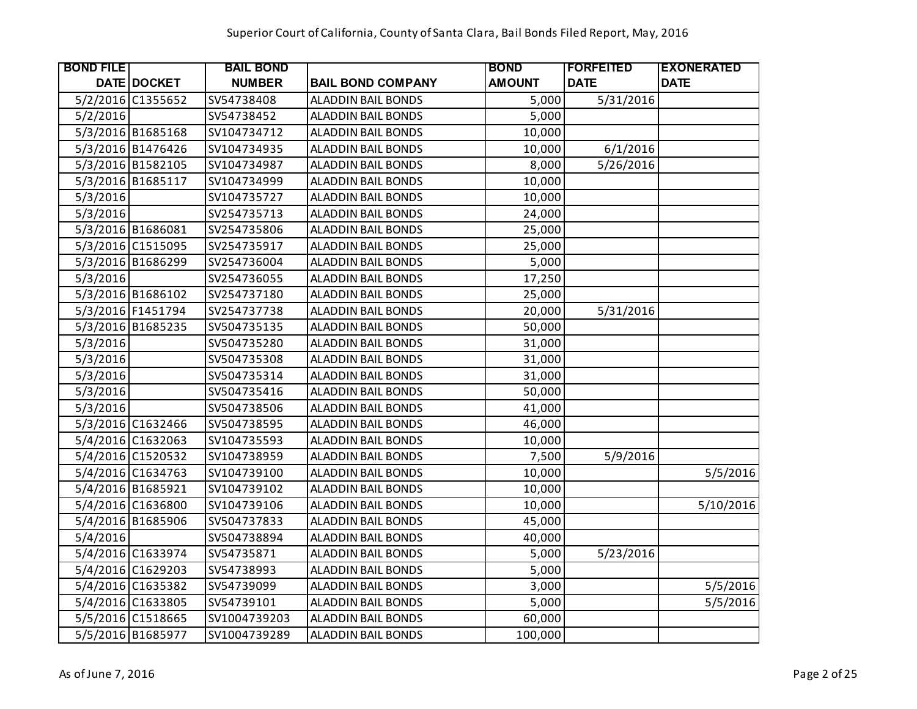Superior Court of California, County of Santa Clara, Bail Bonds Filed Report, May, 2016

| BOND FILE DATE | DOCKET | BAIL BOND NUMBER | BAIL BOND COMPANY | BOND AMOUNT | FORFEITED DATE | EXONERATED DATE |
|---|---|---|---|---|---|---|
| 5/2/2016 | C1355652 | SV54738408 | ALADDIN BAIL BONDS | 5,000 | 5/31/2016 | |
| 5/2/2016 | | SV54738452 | ALADDIN BAIL BONDS | 5,000 | | |
| 5/3/2016 | B1685168 | SV104734712 | ALADDIN BAIL BONDS | 10,000 | | |
| 5/3/2016 | B1476426 | SV104734935 | ALADDIN BAIL BONDS | 10,000 | 6/1/2016 | |
| 5/3/2016 | B1582105 | SV104734987 | ALADDIN BAIL BONDS | 8,000 | 5/26/2016 | |
| 5/3/2016 | B1685117 | SV104734999 | ALADDIN BAIL BONDS | 10,000 | | |
| 5/3/2016 | | SV104735727 | ALADDIN BAIL BONDS | 10,000 | | |
| 5/3/2016 | | SV254735713 | ALADDIN BAIL BONDS | 24,000 | | |
| 5/3/2016 | B1686081 | SV254735806 | ALADDIN BAIL BONDS | 25,000 | | |
| 5/3/2016 | C1515095 | SV254735917 | ALADDIN BAIL BONDS | 25,000 | | |
| 5/3/2016 | B1686299 | SV254736004 | ALADDIN BAIL BONDS | 5,000 | | |
| 5/3/2016 | | SV254736055 | ALADDIN BAIL BONDS | 17,250 | | |
| 5/3/2016 | B1686102 | SV254737180 | ALADDIN BAIL BONDS | 25,000 | | |
| 5/3/2016 | F1451794 | SV254737738 | ALADDIN BAIL BONDS | 20,000 | 5/31/2016 | |
| 5/3/2016 | B1685235 | SV504735135 | ALADDIN BAIL BONDS | 50,000 | | |
| 5/3/2016 | | SV504735280 | ALADDIN BAIL BONDS | 31,000 | | |
| 5/3/2016 | | SV504735308 | ALADDIN BAIL BONDS | 31,000 | | |
| 5/3/2016 | | SV504735314 | ALADDIN BAIL BONDS | 31,000 | | |
| 5/3/2016 | | SV504735416 | ALADDIN BAIL BONDS | 50,000 | | |
| 5/3/2016 | | SV504738506 | ALADDIN BAIL BONDS | 41,000 | | |
| 5/3/2016 | C1632466 | SV504738595 | ALADDIN BAIL BONDS | 46,000 | | |
| 5/4/2016 | C1632063 | SV104735593 | ALADDIN BAIL BONDS | 10,000 | | |
| 5/4/2016 | C1520532 | SV104738959 | ALADDIN BAIL BONDS | 7,500 | 5/9/2016 | |
| 5/4/2016 | C1634763 | SV104739100 | ALADDIN BAIL BONDS | 10,000 | | 5/5/2016 |
| 5/4/2016 | B1685921 | SV104739102 | ALADDIN BAIL BONDS | 10,000 | | |
| 5/4/2016 | C1636800 | SV104739106 | ALADDIN BAIL BONDS | 10,000 | | 5/10/2016 |
| 5/4/2016 | B1685906 | SV504737833 | ALADDIN BAIL BONDS | 45,000 | | |
| 5/4/2016 | | SV504738894 | ALADDIN BAIL BONDS | 40,000 | | |
| 5/4/2016 | C1633974 | SV54735871 | ALADDIN BAIL BONDS | 5,000 | 5/23/2016 | |
| 5/4/2016 | C1629203 | SV54738993 | ALADDIN BAIL BONDS | 5,000 | | |
| 5/4/2016 | C1635382 | SV54739099 | ALADDIN BAIL BONDS | 3,000 | | 5/5/2016 |
| 5/4/2016 | C1633805 | SV54739101 | ALADDIN BAIL BONDS | 5,000 | | 5/5/2016 |
| 5/5/2016 | C1518665 | SV1004739203 | ALADDIN BAIL BONDS | 60,000 | | |
| 5/5/2016 | B1685977 | SV1004739289 | ALADDIN BAIL BONDS | 100,000 | | |

As of June 7, 2016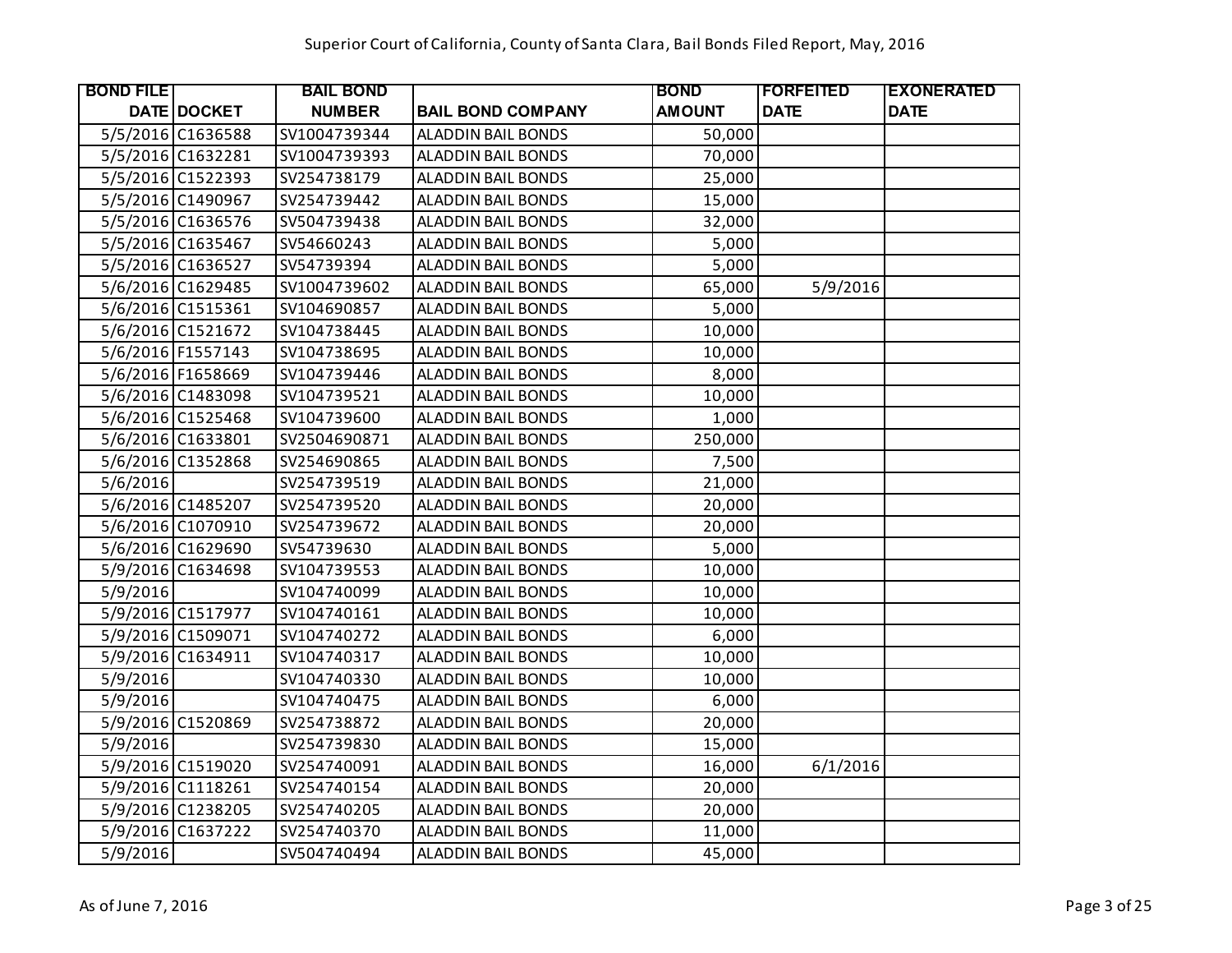# Superior Court of California, County of Santa Clara, Bail Bonds Filed Report, May, 2016

| BOND FILE DATE | DOCKET | BAIL BOND NUMBER | BAIL BOND COMPANY | BOND AMOUNT | FORFEITED DATE | EXONERATED DATE |
|---|---|---|---|---|---|---|
| 5/5/2016 | C1636588 | SV1004739344 | ALADDIN BAIL BONDS | 50,000 | | |
| 5/5/2016 | C1632281 | SV1004739393 | ALADDIN BAIL BONDS | 70,000 | | |
| 5/5/2016 | C1522393 | SV254738179 | ALADDIN BAIL BONDS | 25,000 | | |
| 5/5/2016 | C1490967 | SV254739442 | ALADDIN BAIL BONDS | 15,000 | | |
| 5/5/2016 | C1636576 | SV504739438 | ALADDIN BAIL BONDS | 32,000 | | |
| 5/5/2016 | C1635467 | SV54660243 | ALADDIN BAIL BONDS | 5,000 | | |
| 5/5/2016 | C1636527 | SV54739394 | ALADDIN BAIL BONDS | 5,000 | | |
| 5/6/2016 | C1629485 | SV1004739602 | ALADDIN BAIL BONDS | 65,000 | 5/9/2016 | |
| 5/6/2016 | C1515361 | SV104690857 | ALADDIN BAIL BONDS | 5,000 | | |
| 5/6/2016 | C1521672 | SV104738445 | ALADDIN BAIL BONDS | 10,000 | | |
| 5/6/2016 | F1557143 | SV104738695 | ALADDIN BAIL BONDS | 10,000 | | |
| 5/6/2016 | F1658669 | SV104739446 | ALADDIN BAIL BONDS | 8,000 | | |
| 5/6/2016 | C1483098 | SV104739521 | ALADDIN BAIL BONDS | 10,000 | | |
| 5/6/2016 | C1525468 | SV104739600 | ALADDIN BAIL BONDS | 1,000 | | |
| 5/6/2016 | C1633801 | SV2504690871 | ALADDIN BAIL BONDS | 250,000 | | |
| 5/6/2016 | C1352868 | SV254690865 | ALADDIN BAIL BONDS | 7,500 | | |
| 5/6/2016 | | SV254739519 | ALADDIN BAIL BONDS | 21,000 | | |
| 5/6/2016 | C1485207 | SV254739520 | ALADDIN BAIL BONDS | 20,000 | | |
| 5/6/2016 | C1070910 | SV254739672 | ALADDIN BAIL BONDS | 20,000 | | |
| 5/6/2016 | C1629690 | SV54739630 | ALADDIN BAIL BONDS | 5,000 | | |
| 5/9/2016 | C1634698 | SV104739553 | ALADDIN BAIL BONDS | 10,000 | | |
| 5/9/2016 | | SV104740099 | ALADDIN BAIL BONDS | 10,000 | | |
| 5/9/2016 | C1517977 | SV104740161 | ALADDIN BAIL BONDS | 10,000 | | |
| 5/9/2016 | C1509071 | SV104740272 | ALADDIN BAIL BONDS | 6,000 | | |
| 5/9/2016 | C1634911 | SV104740317 | ALADDIN BAIL BONDS | 10,000 | | |
| 5/9/2016 | | SV104740330 | ALADDIN BAIL BONDS | 10,000 | | |
| 5/9/2016 | | SV104740475 | ALADDIN BAIL BONDS | 6,000 | | |
| 5/9/2016 | C1520869 | SV254738872 | ALADDIN BAIL BONDS | 20,000 | | |
| 5/9/2016 | | SV254739830 | ALADDIN BAIL BONDS | 15,000 | | |
| 5/9/2016 | C1519020 | SV254740091 | ALADDIN BAIL BONDS | 16,000 | 6/1/2016 | |
| 5/9/2016 | C1118261 | SV254740154 | ALADDIN BAIL BONDS | 20,000 | | |
| 5/9/2016 | C1238205 | SV254740205 | ALADDIN BAIL BONDS | 20,000 | | |
| 5/9/2016 | C1637222 | SV254740370 | ALADDIN BAIL BONDS | 11,000 | | |
| 5/9/2016 | | SV504740494 | ALADDIN BAIL BONDS | 45,000 | | |

As of June 7, 2016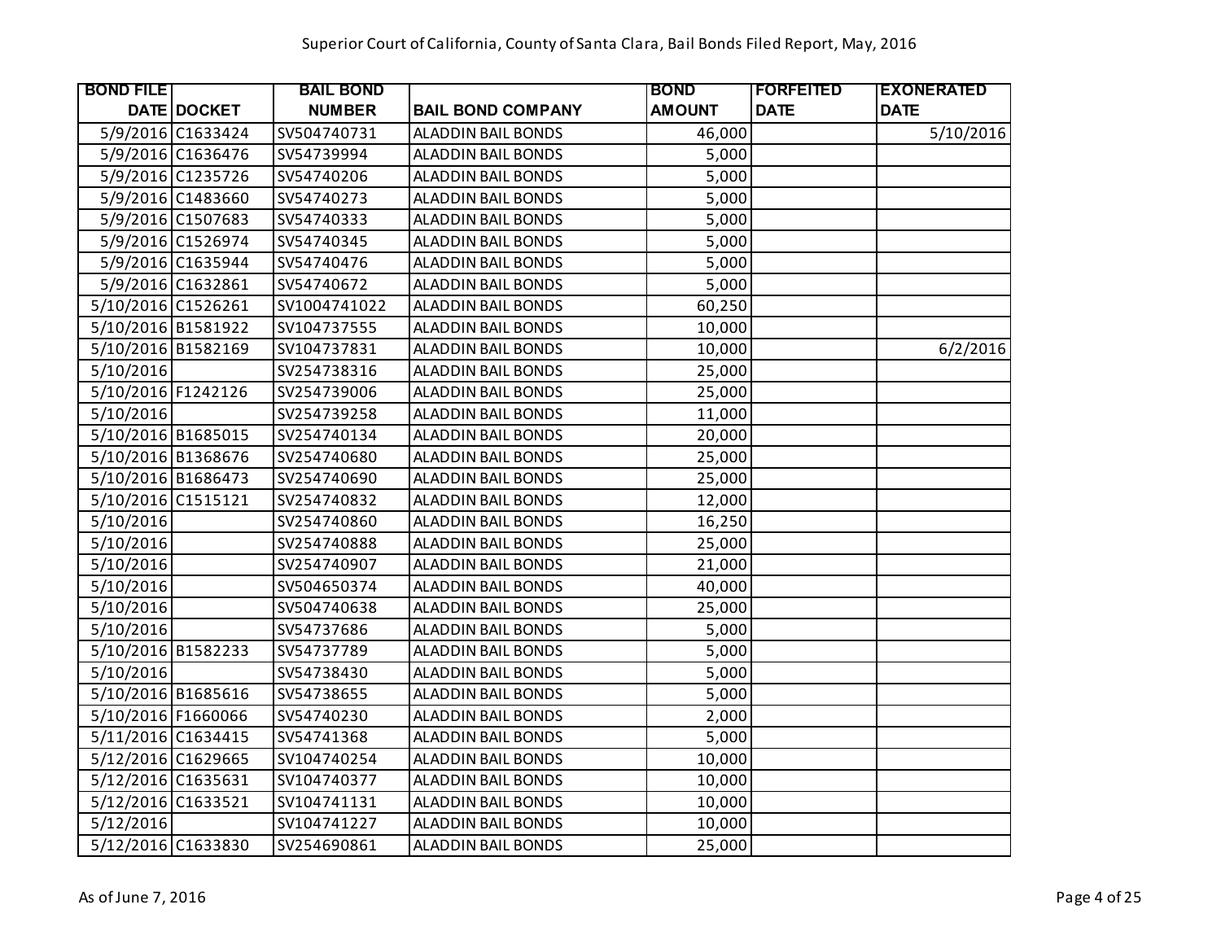# Superior Court of California, County of Santa Clara, Bail Bonds Filed Report, May, 2016

| BOND FILE DATE | DOCKET | BAIL BOND NUMBER | BAIL BOND COMPANY | BOND AMOUNT | FORFEITED DATE | EXONERATED DATE |
|---|---|---|---|---|---|---|
| 5/9/2016 | C1633424 | SV504740731 | ALADDIN BAIL BONDS | 46,000 | | 5/10/2016 |
| 5/9/2016 | C1636476 | SV54739994 | ALADDIN BAIL BONDS | 5,000 | | |
| 5/9/2016 | C1235726 | SV54740206 | ALADDIN BAIL BONDS | 5,000 | | |
| 5/9/2016 | C1483660 | SV54740273 | ALADDIN BAIL BONDS | 5,000 | | |
| 5/9/2016 | C1507683 | SV54740333 | ALADDIN BAIL BONDS | 5,000 | | |
| 5/9/2016 | C1526974 | SV54740345 | ALADDIN BAIL BONDS | 5,000 | | |
| 5/9/2016 | C1635944 | SV54740476 | ALADDIN BAIL BONDS | 5,000 | | |
| 5/9/2016 | C1632861 | SV54740672 | ALADDIN BAIL BONDS | 5,000 | | |
| 5/10/2016 | C1526261 | SV1004741022 | ALADDIN BAIL BONDS | 60,250 | | |
| 5/10/2016 | B1581922 | SV104737555 | ALADDIN BAIL BONDS | 10,000 | | |
| 5/10/2016 | B1582169 | SV104737831 | ALADDIN BAIL BONDS | 10,000 | | 6/2/2016 |
| 5/10/2016 | | SV254738316 | ALADDIN BAIL BONDS | 25,000 | | |
| 5/10/2016 | F1242126 | SV254739006 | ALADDIN BAIL BONDS | 25,000 | | |
| 5/10/2016 | | SV254739258 | ALADDIN BAIL BONDS | 11,000 | | |
| 5/10/2016 | B1685015 | SV254740134 | ALADDIN BAIL BONDS | 20,000 | | |
| 5/10/2016 | B1368676 | SV254740680 | ALADDIN BAIL BONDS | 25,000 | | |
| 5/10/2016 | B1686473 | SV254740690 | ALADDIN BAIL BONDS | 25,000 | | |
| 5/10/2016 | C1515121 | SV254740832 | ALADDIN BAIL BONDS | 12,000 | | |
| 5/10/2016 | | SV254740860 | ALADDIN BAIL BONDS | 16,250 | | |
| 5/10/2016 | | SV254740888 | ALADDIN BAIL BONDS | 25,000 | | |
| 5/10/2016 | | SV254740907 | ALADDIN BAIL BONDS | 21,000 | | |
| 5/10/2016 | | SV504650374 | ALADDIN BAIL BONDS | 40,000 | | |
| 5/10/2016 | | SV504740638 | ALADDIN BAIL BONDS | 25,000 | | |
| 5/10/2016 | | SV54737686 | ALADDIN BAIL BONDS | 5,000 | | |
| 5/10/2016 | B1582233 | SV54737789 | ALADDIN BAIL BONDS | 5,000 | | |
| 5/10/2016 | | SV54738430 | ALADDIN BAIL BONDS | 5,000 | | |
| 5/10/2016 | B1685616 | SV54738655 | ALADDIN BAIL BONDS | 5,000 | | |
| 5/10/2016 | F1660066 | SV54740230 | ALADDIN BAIL BONDS | 2,000 | | |
| 5/11/2016 | C1634415 | SV54741368 | ALADDIN BAIL BONDS | 5,000 | | |
| 5/12/2016 | C1629665 | SV104740254 | ALADDIN BAIL BONDS | 10,000 | | |
| 5/12/2016 | C1635631 | SV104740377 | ALADDIN BAIL BONDS | 10,000 | | |
| 5/12/2016 | C1633521 | SV104741131 | ALADDIN BAIL BONDS | 10,000 | | |
| 5/12/2016 | | SV104741227 | ALADDIN BAIL BONDS | 10,000 | | |
| 5/12/2016 | C1633830 | SV254690861 | ALADDIN BAIL BONDS | 25,000 | | |

As of June 7, 2016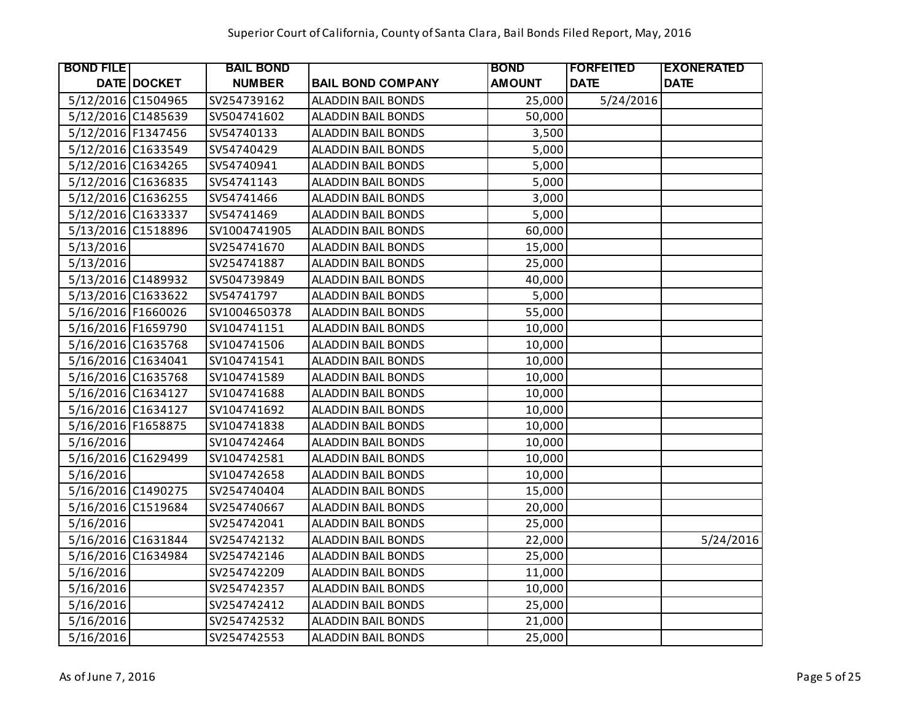Superior Court of California, County of Santa Clara, Bail Bonds Filed Report, May, 2016

| BOND FILE DATE | DOCKET | BAIL BOND NUMBER | BAIL BOND COMPANY | BOND AMOUNT | FORFEITED DATE | EXONERATED DATE |
|---|---|---|---|---|---|---|
| 5/12/2016 | C1504965 | SV254739162 | ALADDIN BAIL BONDS | 25,000 | 5/24/2016 | |
| 5/12/2016 | C1485639 | SV504741602 | ALADDIN BAIL BONDS | 50,000 | | |
| 5/12/2016 | F1347456 | SV54740133 | ALADDIN BAIL BONDS | 3,500 | | |
| 5/12/2016 | C1633549 | SV54740429 | ALADDIN BAIL BONDS | 5,000 | | |
| 5/12/2016 | C1634265 | SV54740941 | ALADDIN BAIL BONDS | 5,000 | | |
| 5/12/2016 | C1636835 | SV54741143 | ALADDIN BAIL BONDS | 5,000 | | |
| 5/12/2016 | C1636255 | SV54741466 | ALADDIN BAIL BONDS | 3,000 | | |
| 5/12/2016 | C1633337 | SV54741469 | ALADDIN BAIL BONDS | 5,000 | | |
| 5/13/2016 | C1518896 | SV1004741905 | ALADDIN BAIL BONDS | 60,000 | | |
| 5/13/2016 | | SV254741670 | ALADDIN BAIL BONDS | 15,000 | | |
| 5/13/2016 | | SV254741887 | ALADDIN BAIL BONDS | 25,000 | | |
| 5/13/2016 | C1489932 | SV504739849 | ALADDIN BAIL BONDS | 40,000 | | |
| 5/13/2016 | C1633622 | SV54741797 | ALADDIN BAIL BONDS | 5,000 | | |
| 5/16/2016 | F1660026 | SV1004650378 | ALADDIN BAIL BONDS | 55,000 | | |
| 5/16/2016 | F1659790 | SV104741151 | ALADDIN BAIL BONDS | 10,000 | | |
| 5/16/2016 | C1635768 | SV104741506 | ALADDIN BAIL BONDS | 10,000 | | |
| 5/16/2016 | C1634041 | SV104741541 | ALADDIN BAIL BONDS | 10,000 | | |
| 5/16/2016 | C1635768 | SV104741589 | ALADDIN BAIL BONDS | 10,000 | | |
| 5/16/2016 | C1634127 | SV104741688 | ALADDIN BAIL BONDS | 10,000 | | |
| 5/16/2016 | C1634127 | SV104741692 | ALADDIN BAIL BONDS | 10,000 | | |
| 5/16/2016 | F1658875 | SV104741838 | ALADDIN BAIL BONDS | 10,000 | | |
| 5/16/2016 | | SV104742464 | ALADDIN BAIL BONDS | 10,000 | | |
| 5/16/2016 | C1629499 | SV104742581 | ALADDIN BAIL BONDS | 10,000 | | |
| 5/16/2016 | | SV104742658 | ALADDIN BAIL BONDS | 10,000 | | |
| 5/16/2016 | C1490275 | SV254740404 | ALADDIN BAIL BONDS | 15,000 | | |
| 5/16/2016 | C1519684 | SV254740667 | ALADDIN BAIL BONDS | 20,000 | | |
| 5/16/2016 | | SV254742041 | ALADDIN BAIL BONDS | 25,000 | | |
| 5/16/2016 | C1631844 | SV254742132 | ALADDIN BAIL BONDS | 22,000 | | 5/24/2016 |
| 5/16/2016 | C1634984 | SV254742146 | ALADDIN BAIL BONDS | 25,000 | | |
| 5/16/2016 | | SV254742209 | ALADDIN BAIL BONDS | 11,000 | | |
| 5/16/2016 | | SV254742357 | ALADDIN BAIL BONDS | 10,000 | | |
| 5/16/2016 | | SV254742412 | ALADDIN BAIL BONDS | 25,000 | | |
| 5/16/2016 | | SV254742532 | ALADDIN BAIL BONDS | 21,000 | | |
| 5/16/2016 | | SV254742553 | ALADDIN BAIL BONDS | 25,000 | | |

As of June 7, 2016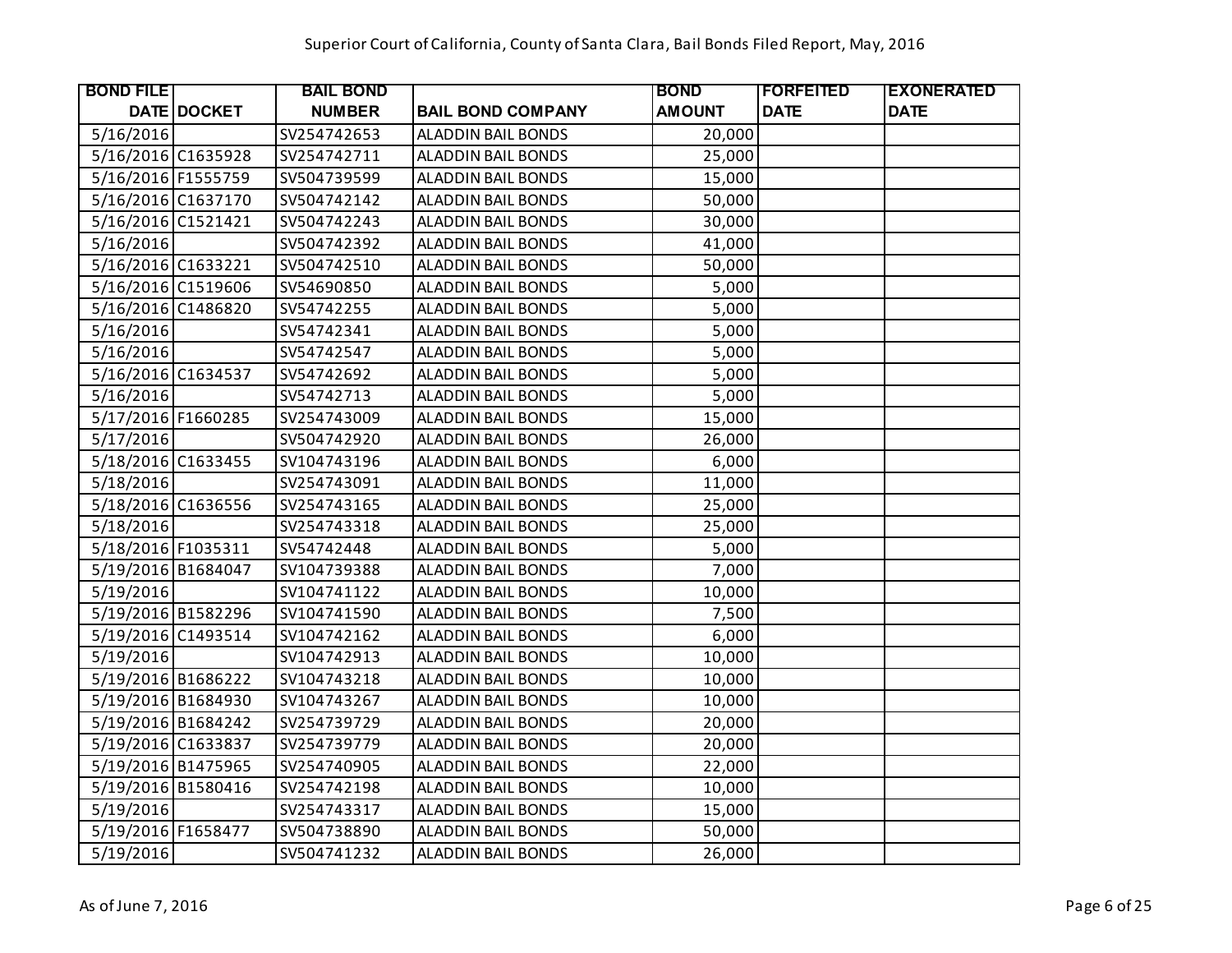# Superior Court of California, County of Santa Clara, Bail Bonds Filed Report, May, 2016

| BOND FILE DATE | DOCKET | BAIL BOND NUMBER | BAIL BOND COMPANY | BOND AMOUNT | FORFEITED DATE | EXONERATED DATE |
|---|---|---|---|---|---|---|
| 5/16/2016 | | SV254742653 | ALADDIN BAIL BONDS | 20,000 | | |
| 5/16/2016 | C1635928 | SV254742711 | ALADDIN BAIL BONDS | 25,000 | | |
| 5/16/2016 | F1555759 | SV504739599 | ALADDIN BAIL BONDS | 15,000 | | |
| 5/16/2016 | C1637170 | SV504742142 | ALADDIN BAIL BONDS | 50,000 | | |
| 5/16/2016 | C1521421 | SV504742243 | ALADDIN BAIL BONDS | 30,000 | | |
| 5/16/2016 | | SV504742392 | ALADDIN BAIL BONDS | 41,000 | | |
| 5/16/2016 | C1633221 | SV504742510 | ALADDIN BAIL BONDS | 50,000 | | |
| 5/16/2016 | C1519606 | SV54690850 | ALADDIN BAIL BONDS | 5,000 | | |
| 5/16/2016 | C1486820 | SV54742255 | ALADDIN BAIL BONDS | 5,000 | | |
| 5/16/2016 | | SV54742341 | ALADDIN BAIL BONDS | 5,000 | | |
| 5/16/2016 | | SV54742547 | ALADDIN BAIL BONDS | 5,000 | | |
| 5/16/2016 | C1634537 | SV54742692 | ALADDIN BAIL BONDS | 5,000 | | |
| 5/16/2016 | | SV54742713 | ALADDIN BAIL BONDS | 5,000 | | |
| 5/17/2016 | F1660285 | SV254743009 | ALADDIN BAIL BONDS | 15,000 | | |
| 5/17/2016 | | SV504742920 | ALADDIN BAIL BONDS | 26,000 | | |
| 5/18/2016 | C1633455 | SV104743196 | ALADDIN BAIL BONDS | 6,000 | | |
| 5/18/2016 | | SV254743091 | ALADDIN BAIL BONDS | 11,000 | | |
| 5/18/2016 | C1636556 | SV254743165 | ALADDIN BAIL BONDS | 25,000 | | |
| 5/18/2016 | | SV254743318 | ALADDIN BAIL BONDS | 25,000 | | |
| 5/18/2016 | F1035311 | SV54742448 | ALADDIN BAIL BONDS | 5,000 | | |
| 5/19/2016 | B1684047 | SV104739388 | ALADDIN BAIL BONDS | 7,000 | | |
| 5/19/2016 | | SV104741122 | ALADDIN BAIL BONDS | 10,000 | | |
| 5/19/2016 | B1582296 | SV104741590 | ALADDIN BAIL BONDS | 7,500 | | |
| 5/19/2016 | C1493514 | SV104742162 | ALADDIN BAIL BONDS | 6,000 | | |
| 5/19/2016 | | SV104742913 | ALADDIN BAIL BONDS | 10,000 | | |
| 5/19/2016 | B1686222 | SV104743218 | ALADDIN BAIL BONDS | 10,000 | | |
| 5/19/2016 | B1684930 | SV104743267 | ALADDIN BAIL BONDS | 10,000 | | |
| 5/19/2016 | B1684242 | SV254739729 | ALADDIN BAIL BONDS | 20,000 | | |
| 5/19/2016 | C1633837 | SV254739779 | ALADDIN BAIL BONDS | 20,000 | | |
| 5/19/2016 | B1475965 | SV254740905 | ALADDIN BAIL BONDS | 22,000 | | |
| 5/19/2016 | B1580416 | SV254742198 | ALADDIN BAIL BONDS | 10,000 | | |
| 5/19/2016 | | SV254743317 | ALADDIN BAIL BONDS | 15,000 | | |
| 5/19/2016 | F1658477 | SV504738890 | ALADDIN BAIL BONDS | 50,000 | | |
| 5/19/2016 | | SV504741232 | ALADDIN BAIL BONDS | 26,000 | | |

As of June 7, 2016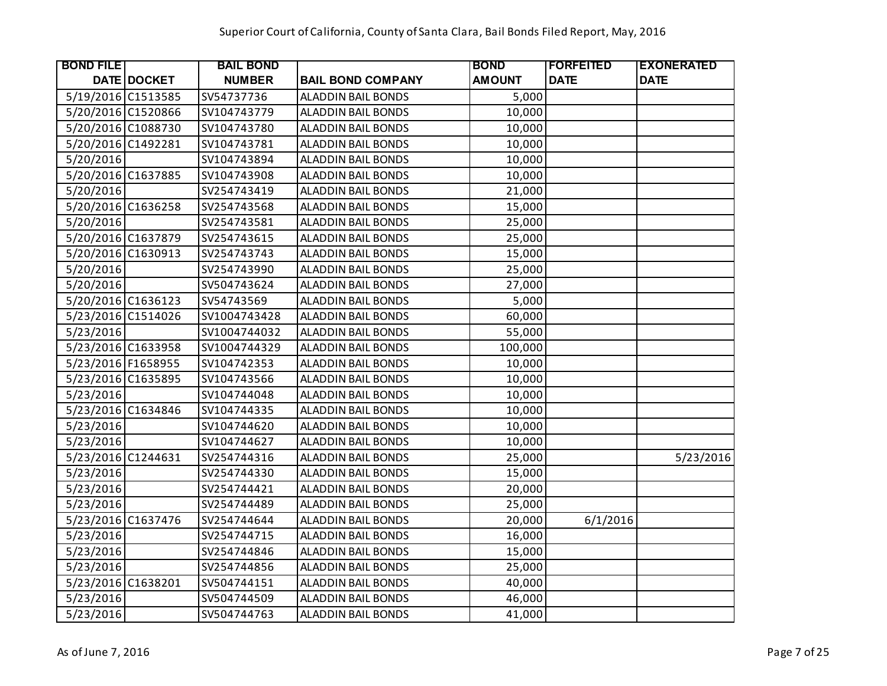Superior Court of California, County of Santa Clara, Bail Bonds Filed Report, May, 2016

| BOND FILE DATE | DOCKET | BAIL BOND NUMBER | BAIL BOND COMPANY | BOND AMOUNT | FORFEITED DATE | EXONERATED DATE |
|---|---|---|---|---|---|---|
| 5/19/2016 | C1513585 | SV54737736 | ALADDIN BAIL BONDS | 5,000 | | |
| 5/20/2016 | C1520866 | SV104743779 | ALADDIN BAIL BONDS | 10,000 | | |
| 5/20/2016 | C1088730 | SV104743780 | ALADDIN BAIL BONDS | 10,000 | | |
| 5/20/2016 | C1492281 | SV104743781 | ALADDIN BAIL BONDS | 10,000 | | |
| 5/20/2016 | | SV104743894 | ALADDIN BAIL BONDS | 10,000 | | |
| 5/20/2016 | C1637885 | SV104743908 | ALADDIN BAIL BONDS | 10,000 | | |
| 5/20/2016 | | SV254743419 | ALADDIN BAIL BONDS | 21,000 | | |
| 5/20/2016 | C1636258 | SV254743568 | ALADDIN BAIL BONDS | 15,000 | | |
| 5/20/2016 | | SV254743581 | ALADDIN BAIL BONDS | 25,000 | | |
| 5/20/2016 | C1637879 | SV254743615 | ALADDIN BAIL BONDS | 25,000 | | |
| 5/20/2016 | C1630913 | SV254743743 | ALADDIN BAIL BONDS | 15,000 | | |
| 5/20/2016 | | SV254743990 | ALADDIN BAIL BONDS | 25,000 | | |
| 5/20/2016 | | SV504743624 | ALADDIN BAIL BONDS | 27,000 | | |
| 5/20/2016 | C1636123 | SV54743569 | ALADDIN BAIL BONDS | 5,000 | | |
| 5/23/2016 | C1514026 | SV1004743428 | ALADDIN BAIL BONDS | 60,000 | | |
| 5/23/2016 | | SV1004744032 | ALADDIN BAIL BONDS | 55,000 | | |
| 5/23/2016 | C1633958 | SV1004744329 | ALADDIN BAIL BONDS | 100,000 | | |
| 5/23/2016 | F1658955 | SV104742353 | ALADDIN BAIL BONDS | 10,000 | | |
| 5/23/2016 | C1635895 | SV104743566 | ALADDIN BAIL BONDS | 10,000 | | |
| 5/23/2016 | | SV104744048 | ALADDIN BAIL BONDS | 10,000 | | |
| 5/23/2016 | C1634846 | SV104744335 | ALADDIN BAIL BONDS | 10,000 | | |
| 5/23/2016 | | SV104744620 | ALADDIN BAIL BONDS | 10,000 | | |
| 5/23/2016 | | SV104744627 | ALADDIN BAIL BONDS | 10,000 | | |
| 5/23/2016 | C1244631 | SV254744316 | ALADDIN BAIL BONDS | 25,000 | | 5/23/2016 |
| 5/23/2016 | | SV254744330 | ALADDIN BAIL BONDS | 15,000 | | |
| 5/23/2016 | | SV254744421 | ALADDIN BAIL BONDS | 20,000 | | |
| 5/23/2016 | | SV254744489 | ALADDIN BAIL BONDS | 25,000 | | |
| 5/23/2016 | C1637476 | SV254744644 | ALADDIN BAIL BONDS | 20,000 | 6/1/2016 | |
| 5/23/2016 | | SV254744715 | ALADDIN BAIL BONDS | 16,000 | | |
| 5/23/2016 | | SV254744846 | ALADDIN BAIL BONDS | 15,000 | | |
| 5/23/2016 | | SV254744856 | ALADDIN BAIL BONDS | 25,000 | | |
| 5/23/2016 | C1638201 | SV504744151 | ALADDIN BAIL BONDS | 40,000 | | |
| 5/23/2016 | | SV504744509 | ALADDIN BAIL BONDS | 46,000 | | |
| 5/23/2016 | | SV504744763 | ALADDIN BAIL BONDS | 41,000 | | |

As of June 7, 2016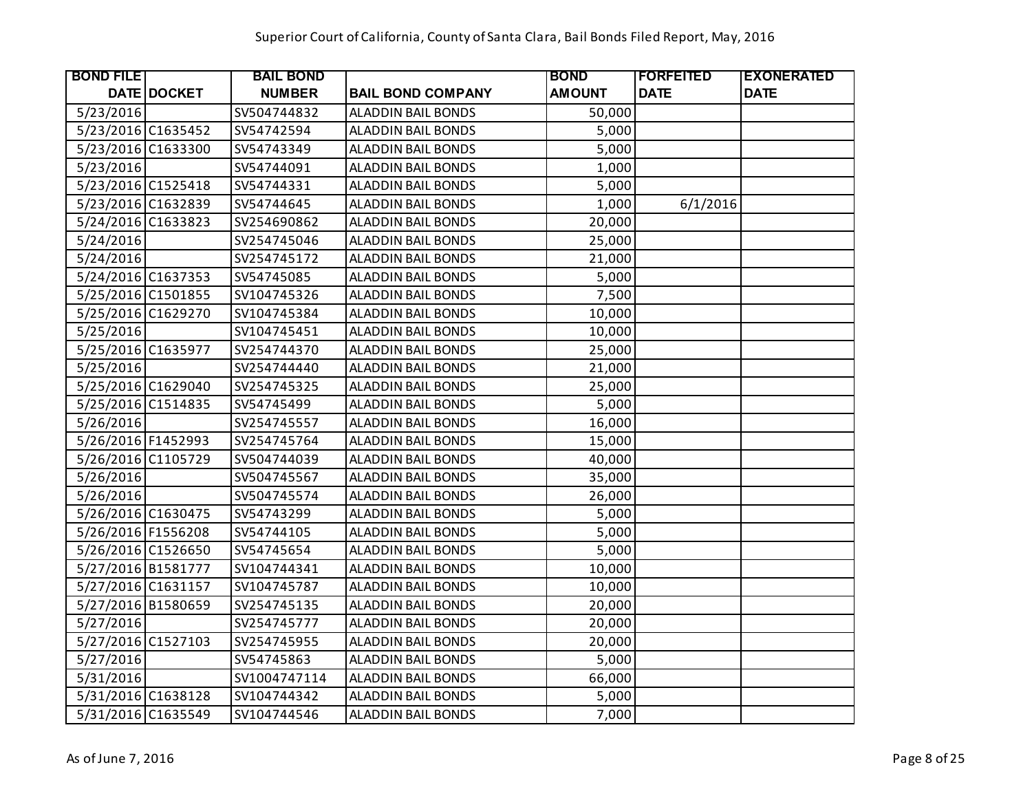Superior Court of California, County of Santa Clara, Bail Bonds Filed Report, May, 2016

| BOND FILE DATE | DOCKET | BAIL BOND NUMBER | BAIL BOND COMPANY | BOND AMOUNT | FORFEITED DATE | EXONERATED DATE |
|---|---|---|---|---|---|---|
| 5/23/2016 | | SV504744832 | ALADDIN BAIL BONDS | 50,000 | | |
| 5/23/2016 | C1635452 | SV54742594 | ALADDIN BAIL BONDS | 5,000 | | |
| 5/23/2016 | C1633300 | SV54743349 | ALADDIN BAIL BONDS | 5,000 | | |
| 5/23/2016 | | SV54744091 | ALADDIN BAIL BONDS | 1,000 | | |
| 5/23/2016 | C1525418 | SV54744331 | ALADDIN BAIL BONDS | 5,000 | | |
| 5/23/2016 | C1632839 | SV54744645 | ALADDIN BAIL BONDS | 1,000 | 6/1/2016 | |
| 5/24/2016 | C1633823 | SV254690862 | ALADDIN BAIL BONDS | 20,000 | | |
| 5/24/2016 | | SV254745046 | ALADDIN BAIL BONDS | 25,000 | | |
| 5/24/2016 | | SV254745172 | ALADDIN BAIL BONDS | 21,000 | | |
| 5/24/2016 | C1637353 | SV54745085 | ALADDIN BAIL BONDS | 5,000 | | |
| 5/25/2016 | C1501855 | SV104745326 | ALADDIN BAIL BONDS | 7,500 | | |
| 5/25/2016 | C1629270 | SV104745384 | ALADDIN BAIL BONDS | 10,000 | | |
| 5/25/2016 | | SV104745451 | ALADDIN BAIL BONDS | 10,000 | | |
| 5/25/2016 | C1635977 | SV254744370 | ALADDIN BAIL BONDS | 25,000 | | |
| 5/25/2016 | | SV254744440 | ALADDIN BAIL BONDS | 21,000 | | |
| 5/25/2016 | C1629040 | SV254745325 | ALADDIN BAIL BONDS | 25,000 | | |
| 5/25/2016 | C1514835 | SV54745499 | ALADDIN BAIL BONDS | 5,000 | | |
| 5/26/2016 | | SV254745557 | ALADDIN BAIL BONDS | 16,000 | | |
| 5/26/2016 | F1452993 | SV254745764 | ALADDIN BAIL BONDS | 15,000 | | |
| 5/26/2016 | C1105729 | SV504744039 | ALADDIN BAIL BONDS | 40,000 | | |
| 5/26/2016 | | SV504745567 | ALADDIN BAIL BONDS | 35,000 | | |
| 5/26/2016 | | SV504745574 | ALADDIN BAIL BONDS | 26,000 | | |
| 5/26/2016 | C1630475 | SV54743299 | ALADDIN BAIL BONDS | 5,000 | | |
| 5/26/2016 | F1556208 | SV54744105 | ALADDIN BAIL BONDS | 5,000 | | |
| 5/26/2016 | C1526650 | SV54745654 | ALADDIN BAIL BONDS | 5,000 | | |
| 5/27/2016 | B1581777 | SV104744341 | ALADDIN BAIL BONDS | 10,000 | | |
| 5/27/2016 | C1631157 | SV104745787 | ALADDIN BAIL BONDS | 10,000 | | |
| 5/27/2016 | B1580659 | SV254745135 | ALADDIN BAIL BONDS | 20,000 | | |
| 5/27/2016 | | SV254745777 | ALADDIN BAIL BONDS | 20,000 | | |
| 5/27/2016 | C1527103 | SV254745955 | ALADDIN BAIL BONDS | 20,000 | | |
| 5/27/2016 | | SV54745863 | ALADDIN BAIL BONDS | 5,000 | | |
| 5/31/2016 | | SV1004747114 | ALADDIN BAIL BONDS | 66,000 | | |
| 5/31/2016 | C1638128 | SV104744342 | ALADDIN BAIL BONDS | 5,000 | | |
| 5/31/2016 | C1635549 | SV104744546 | ALADDIN BAIL BONDS | 7,000 | | |

As of June 7, 2016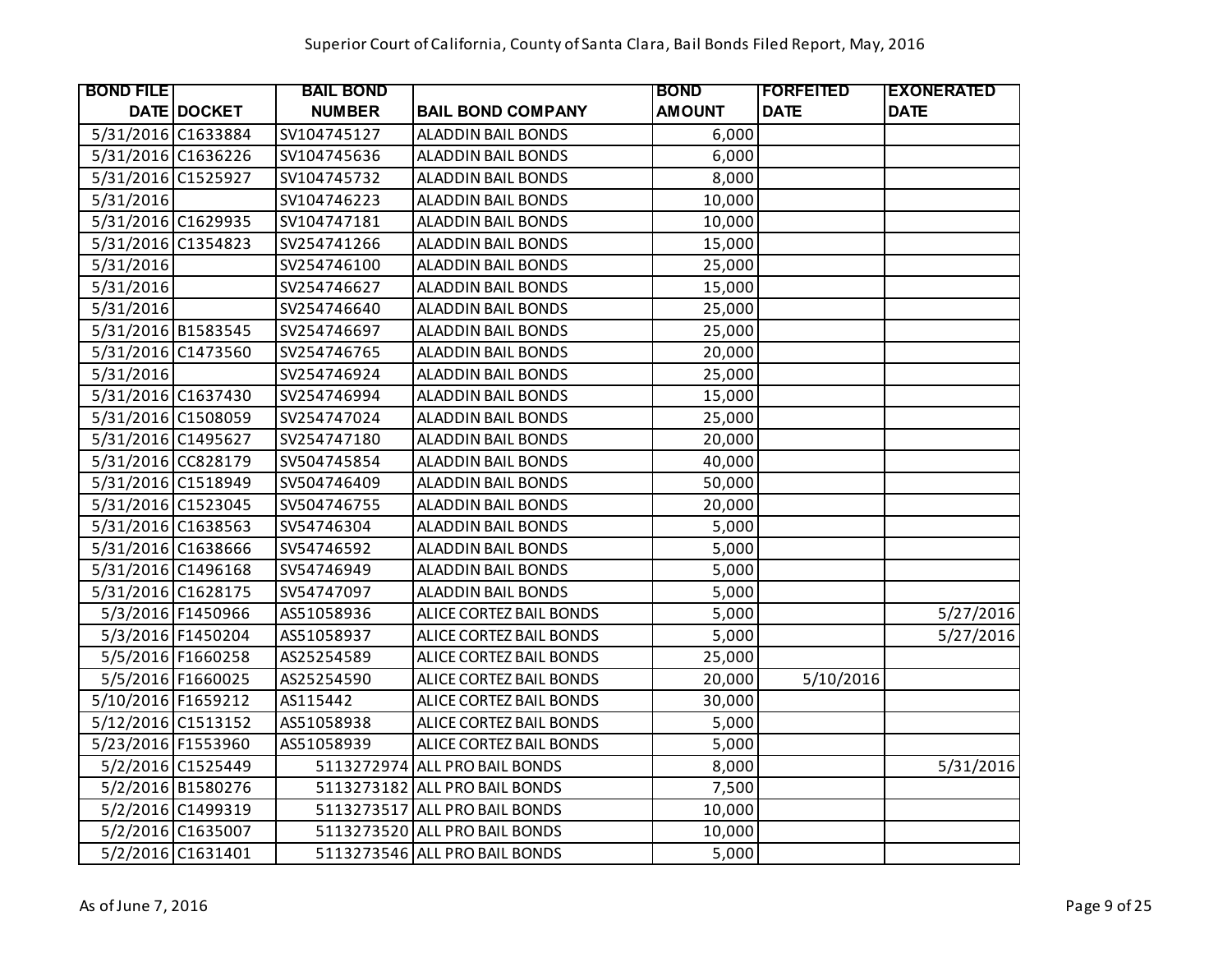# Superior Court of California, County of Santa Clara, Bail Bonds Filed Report, May, 2016

| BOND FILE DATE | DOCKET | BAIL BOND NUMBER | BAIL BOND COMPANY | BOND AMOUNT | FORFEITED DATE | EXONERATED DATE |
|---|---|---|---|---|---|---|
| 5/31/2016 | C1633884 | SV104745127 | ALADDIN BAIL BONDS | 6,000 | | |
| 5/31/2016 | C1636226 | SV104745636 | ALADDIN BAIL BONDS | 6,000 | | |
| 5/31/2016 | C1525927 | SV104745732 | ALADDIN BAIL BONDS | 8,000 | | |
| 5/31/2016 | | SV104746223 | ALADDIN BAIL BONDS | 10,000 | | |
| 5/31/2016 | C1629935 | SV104747181 | ALADDIN BAIL BONDS | 10,000 | | |
| 5/31/2016 | C1354823 | SV254741266 | ALADDIN BAIL BONDS | 15,000 | | |
| 5/31/2016 | | SV254746100 | ALADDIN BAIL BONDS | 25,000 | | |
| 5/31/2016 | | SV254746627 | ALADDIN BAIL BONDS | 15,000 | | |
| 5/31/2016 | | SV254746640 | ALADDIN BAIL BONDS | 25,000 | | |
| 5/31/2016 | B1583545 | SV254746697 | ALADDIN BAIL BONDS | 25,000 | | |
| 5/31/2016 | C1473560 | SV254746765 | ALADDIN BAIL BONDS | 20,000 | | |
| 5/31/2016 | | SV254746924 | ALADDIN BAIL BONDS | 25,000 | | |
| 5/31/2016 | C1637430 | SV254746994 | ALADDIN BAIL BONDS | 15,000 | | |
| 5/31/2016 | C1508059 | SV254747024 | ALADDIN BAIL BONDS | 25,000 | | |
| 5/31/2016 | C1495627 | SV254747180 | ALADDIN BAIL BONDS | 20,000 | | |
| 5/31/2016 | CC828179 | SV504745854 | ALADDIN BAIL BONDS | 40,000 | | |
| 5/31/2016 | C1518949 | SV504746409 | ALADDIN BAIL BONDS | 50,000 | | |
| 5/31/2016 | C1523045 | SV504746755 | ALADDIN BAIL BONDS | 20,000 | | |
| 5/31/2016 | C1638563 | SV54746304 | ALADDIN BAIL BONDS | 5,000 | | |
| 5/31/2016 | C1638666 | SV54746592 | ALADDIN BAIL BONDS | 5,000 | | |
| 5/31/2016 | C1496168 | SV54746949 | ALADDIN BAIL BONDS | 5,000 | | |
| 5/31/2016 | C1628175 | SV54747097 | ALADDIN BAIL BONDS | 5,000 | | |
| 5/3/2016 | F1450966 | AS51058936 | ALICE CORTEZ BAIL BONDS | 5,000 | | 5/27/2016 |
| 5/3/2016 | F1450204 | AS51058937 | ALICE CORTEZ BAIL BONDS | 5,000 | | 5/27/2016 |
| 5/5/2016 | F1660258 | AS25254589 | ALICE CORTEZ BAIL BONDS | 25,000 | | |
| 5/5/2016 | F1660025 | AS25254590 | ALICE CORTEZ BAIL BONDS | 20,000 | 5/10/2016 | |
| 5/10/2016 | F1659212 | AS115442 | ALICE CORTEZ BAIL BONDS | 30,000 | | |
| 5/12/2016 | C1513152 | AS51058938 | ALICE CORTEZ BAIL BONDS | 5,000 | | |
| 5/23/2016 | F1553960 | AS51058939 | ALICE CORTEZ BAIL BONDS | 5,000 | | |
| 5/2/2016 | C1525449 | 5113272974 | ALL PRO BAIL BONDS | 8,000 | | 5/31/2016 |
| 5/2/2016 | B1580276 | 5113273182 | ALL PRO BAIL BONDS | 7,500 | | |
| 5/2/2016 | C1499319 | 5113273517 | ALL PRO BAIL BONDS | 10,000 | | |
| 5/2/2016 | C1635007 | 5113273520 | ALL PRO BAIL BONDS | 10,000 | | |
| 5/2/2016 | C1631401 | 5113273546 | ALL PRO BAIL BONDS | 5,000 | | |

As of June 7, 2016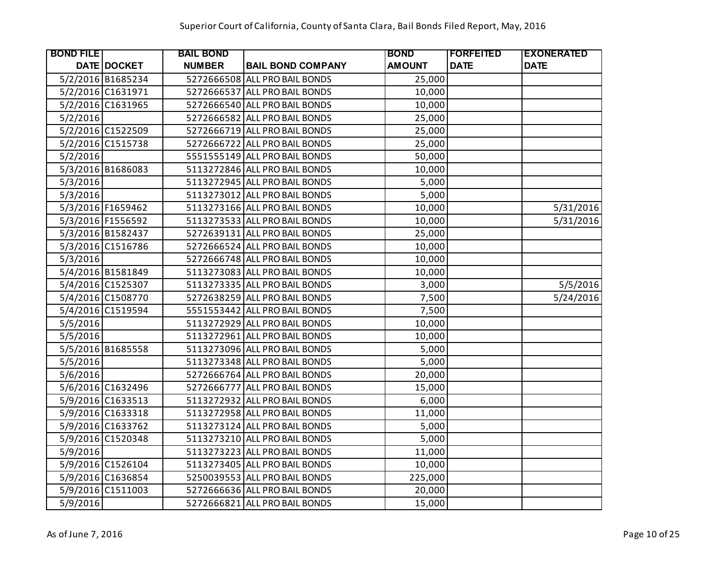Superior Court of California, County of Santa Clara, Bail Bonds Filed Report, May, 2016

| BOND FILE DATE | DOCKET | BAIL BOND NUMBER | BAIL BOND COMPANY | BOND AMOUNT | FORFEITED DATE | EXONERATED DATE |
|---|---|---|---|---|---|---|
| 5/2/2016 | B1685234 | 5272666508 | ALL PRO BAIL BONDS | 25,000 | | |
| 5/2/2016 | C1631971 | 5272666537 | ALL PRO BAIL BONDS | 10,000 | | |
| 5/2/2016 | C1631965 | 5272666540 | ALL PRO BAIL BONDS | 10,000 | | |
| 5/2/2016 | | 5272666582 | ALL PRO BAIL BONDS | 25,000 | | |
| 5/2/2016 | C1522509 | 5272666719 | ALL PRO BAIL BONDS | 25,000 | | |
| 5/2/2016 | C1515738 | 5272666722 | ALL PRO BAIL BONDS | 25,000 | | |
| 5/2/2016 | | 5551555149 | ALL PRO BAIL BONDS | 50,000 | | |
| 5/3/2016 | B1686083 | 5113272846 | ALL PRO BAIL BONDS | 10,000 | | |
| 5/3/2016 | | 5113272945 | ALL PRO BAIL BONDS | 5,000 | | |
| 5/3/2016 | | 5113273012 | ALL PRO BAIL BONDS | 5,000 | | |
| 5/3/2016 | F1659462 | 5113273166 | ALL PRO BAIL BONDS | 10,000 | | 5/31/2016 |
| 5/3/2016 | F1556592 | 5113273533 | ALL PRO BAIL BONDS | 10,000 | | 5/31/2016 |
| 5/3/2016 | B1582437 | 5272639131 | ALL PRO BAIL BONDS | 25,000 | | |
| 5/3/2016 | C1516786 | 5272666524 | ALL PRO BAIL BONDS | 10,000 | | |
| 5/3/2016 | | 5272666748 | ALL PRO BAIL BONDS | 10,000 | | |
| 5/4/2016 | B1581849 | 5113273083 | ALL PRO BAIL BONDS | 10,000 | | |
| 5/4/2016 | C1525307 | 5113273335 | ALL PRO BAIL BONDS | 3,000 | | 5/5/2016 |
| 5/4/2016 | C1508770 | 5272638259 | ALL PRO BAIL BONDS | 7,500 | | 5/24/2016 |
| 5/4/2016 | C1519594 | 5551553442 | ALL PRO BAIL BONDS | 7,500 | | |
| 5/5/2016 | | 5113272929 | ALL PRO BAIL BONDS | 10,000 | | |
| 5/5/2016 | | 5113272961 | ALL PRO BAIL BONDS | 10,000 | | |
| 5/5/2016 | B1685558 | 5113273096 | ALL PRO BAIL BONDS | 5,000 | | |
| 5/5/2016 | | 5113273348 | ALL PRO BAIL BONDS | 5,000 | | |
| 5/6/2016 | | 5272666764 | ALL PRO BAIL BONDS | 20,000 | | |
| 5/6/2016 | C1632496 | 5272666777 | ALL PRO BAIL BONDS | 15,000 | | |
| 5/9/2016 | C1633513 | 5113272932 | ALL PRO BAIL BONDS | 6,000 | | |
| 5/9/2016 | C1633318 | 5113272958 | ALL PRO BAIL BONDS | 11,000 | | |
| 5/9/2016 | C1633762 | 5113273124 | ALL PRO BAIL BONDS | 5,000 | | |
| 5/9/2016 | C1520348 | 5113273210 | ALL PRO BAIL BONDS | 5,000 | | |
| 5/9/2016 | | 5113273223 | ALL PRO BAIL BONDS | 11,000 | | |
| 5/9/2016 | C1526104 | 5113273405 | ALL PRO BAIL BONDS | 10,000 | | |
| 5/9/2016 | C1636854 | 5250039553 | ALL PRO BAIL BONDS | 225,000 | | |
| 5/9/2016 | C1511003 | 5272666636 | ALL PRO BAIL BONDS | 20,000 | | |
| 5/9/2016 | | 5272666821 | ALL PRO BAIL BONDS | 15,000 | | |

As of June 7, 2016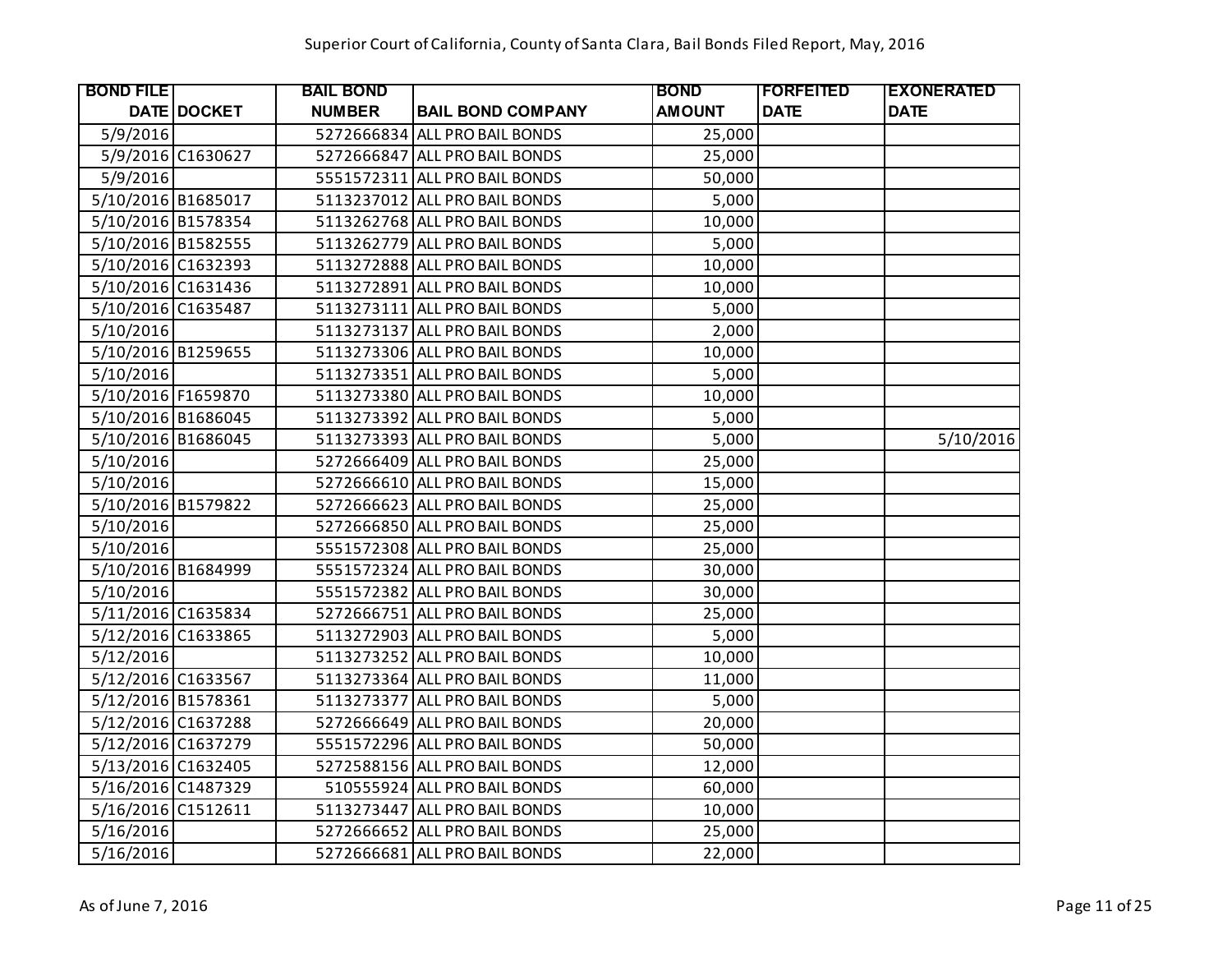Superior Court of California, County of Santa Clara, Bail Bonds Filed Report, May, 2016

| BOND FILE DATE | DOCKET | BAIL BOND NUMBER | BAIL BOND COMPANY | BOND AMOUNT | FORFEITED DATE | EXONERATED DATE |
|---|---|---|---|---|---|---|
| 5/9/2016 | | 5272666834 | ALL PRO BAIL BONDS | 25,000 | | |
| 5/9/2016 | C1630627 | 5272666847 | ALL PRO BAIL BONDS | 25,000 | | |
| 5/9/2016 | | 5551572311 | ALL PRO BAIL BONDS | 50,000 | | |
| 5/10/2016 | B1685017 | 5113237012 | ALL PRO BAIL BONDS | 5,000 | | |
| 5/10/2016 | B1578354 | 5113262768 | ALL PRO BAIL BONDS | 10,000 | | |
| 5/10/2016 | B1582555 | 5113262779 | ALL PRO BAIL BONDS | 5,000 | | |
| 5/10/2016 | C1632393 | 5113272888 | ALL PRO BAIL BONDS | 10,000 | | |
| 5/10/2016 | C1631436 | 5113272891 | ALL PRO BAIL BONDS | 10,000 | | |
| 5/10/2016 | C1635487 | 5113273111 | ALL PRO BAIL BONDS | 5,000 | | |
| 5/10/2016 | | 5113273137 | ALL PRO BAIL BONDS | 2,000 | | |
| 5/10/2016 | B1259655 | 5113273306 | ALL PRO BAIL BONDS | 10,000 | | |
| 5/10/2016 | | 5113273351 | ALL PRO BAIL BONDS | 5,000 | | |
| 5/10/2016 | F1659870 | 5113273380 | ALL PRO BAIL BONDS | 10,000 | | |
| 5/10/2016 | B1686045 | 5113273392 | ALL PRO BAIL BONDS | 5,000 | | |
| 5/10/2016 | B1686045 | 5113273393 | ALL PRO BAIL BONDS | 5,000 | | 5/10/2016 |
| 5/10/2016 | | 5272666409 | ALL PRO BAIL BONDS | 25,000 | | |
| 5/10/2016 | | 5272666610 | ALL PRO BAIL BONDS | 15,000 | | |
| 5/10/2016 | B1579822 | 5272666623 | ALL PRO BAIL BONDS | 25,000 | | |
| 5/10/2016 | | 5272666850 | ALL PRO BAIL BONDS | 25,000 | | |
| 5/10/2016 | | 5551572308 | ALL PRO BAIL BONDS | 25,000 | | |
| 5/10/2016 | B1684999 | 5551572324 | ALL PRO BAIL BONDS | 30,000 | | |
| 5/10/2016 | | 5551572382 | ALL PRO BAIL BONDS | 30,000 | | |
| 5/11/2016 | C1635834 | 5272666751 | ALL PRO BAIL BONDS | 25,000 | | |
| 5/12/2016 | C1633865 | 5113272903 | ALL PRO BAIL BONDS | 5,000 | | |
| 5/12/2016 | | 5113273252 | ALL PRO BAIL BONDS | 10,000 | | |
| 5/12/2016 | C1633567 | 5113273364 | ALL PRO BAIL BONDS | 11,000 | | |
| 5/12/2016 | B1578361 | 5113273377 | ALL PRO BAIL BONDS | 5,000 | | |
| 5/12/2016 | C1637288 | 5272666649 | ALL PRO BAIL BONDS | 20,000 | | |
| 5/12/2016 | C1637279 | 5551572296 | ALL PRO BAIL BONDS | 50,000 | | |
| 5/13/2016 | C1632405 | 5272588156 | ALL PRO BAIL BONDS | 12,000 | | |
| 5/16/2016 | C1487329 | 510555924 | ALL PRO BAIL BONDS | 60,000 | | |
| 5/16/2016 | C1512611 | 5113273447 | ALL PRO BAIL BONDS | 10,000 | | |
| 5/16/2016 | | 5272666652 | ALL PRO BAIL BONDS | 25,000 | | |
| 5/16/2016 | | 5272666681 | ALL PRO BAIL BONDS | 22,000 | | |

As of June 7, 2016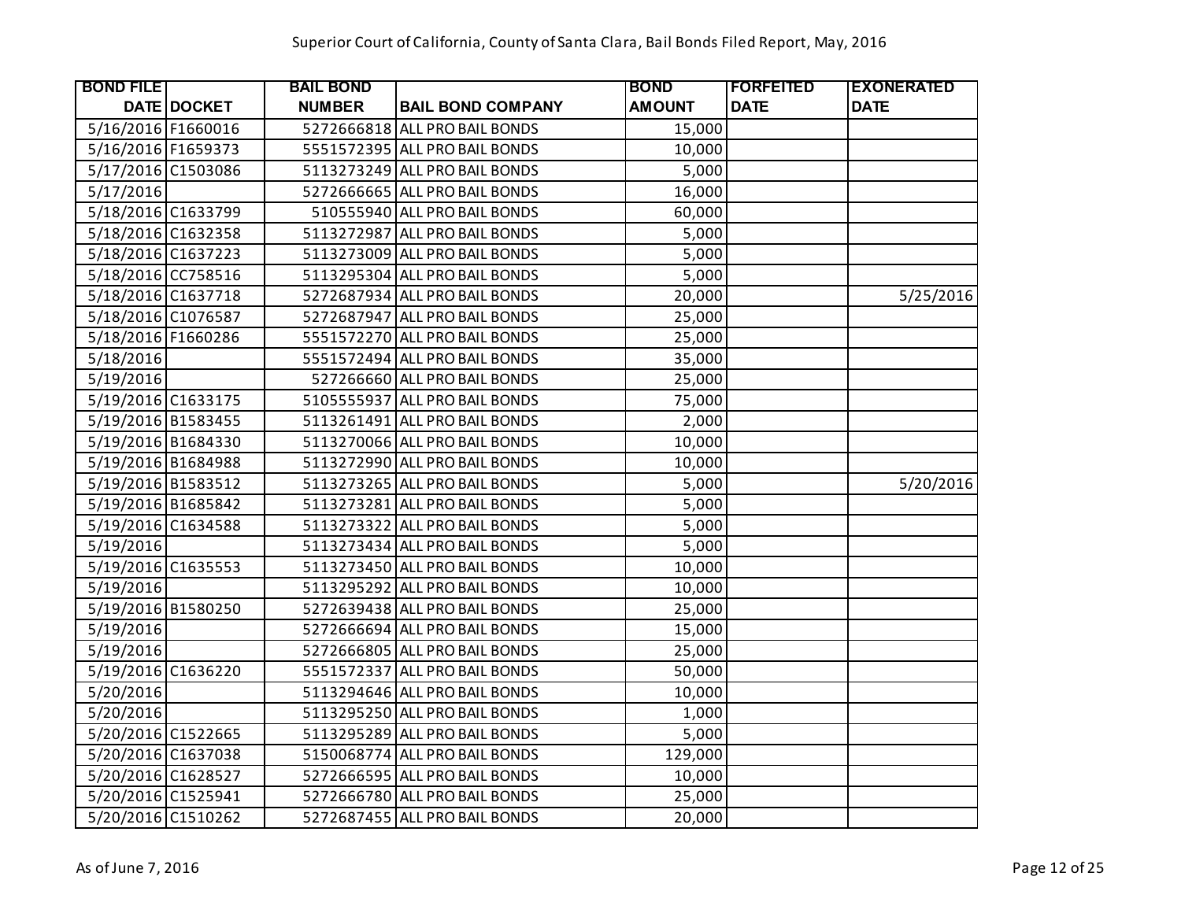# Superior Court of California, County of Santa Clara, Bail Bonds Filed Report, May, 2016

| BOND FILE DATE | DOCKET | BAIL BOND NUMBER | BAIL BOND COMPANY | BOND AMOUNT | FORFEITED DATE | EXONERATED DATE |
|---|---|---|---|---|---|---|
| 5/16/2016 | F1660016 | 5272666818 | ALL PRO BAIL BONDS | 15,000 | | |
| 5/16/2016 | F1659373 | 5551572395 | ALL PRO BAIL BONDS | 10,000 | | |
| 5/17/2016 | C1503086 | 5113273249 | ALL PRO BAIL BONDS | 5,000 | | |
| 5/17/2016 | | 5272666665 | ALL PRO BAIL BONDS | 16,000 | | |
| 5/18/2016 | C1633799 | 510555940 | ALL PRO BAIL BONDS | 60,000 | | |
| 5/18/2016 | C1632358 | 5113272987 | ALL PRO BAIL BONDS | 5,000 | | |
| 5/18/2016 | C1637223 | 5113273009 | ALL PRO BAIL BONDS | 5,000 | | |
| 5/18/2016 | CC758516 | 5113295304 | ALL PRO BAIL BONDS | 5,000 | | |
| 5/18/2016 | C1637718 | 5272687934 | ALL PRO BAIL BONDS | 20,000 | | 5/25/2016 |
| 5/18/2016 | C1076587 | 5272687947 | ALL PRO BAIL BONDS | 25,000 | | |
| 5/18/2016 | F1660286 | 5551572270 | ALL PRO BAIL BONDS | 25,000 | | |
| 5/18/2016 | | 5551572494 | ALL PRO BAIL BONDS | 35,000 | | |
| 5/19/2016 | | 527266660 | ALL PRO BAIL BONDS | 25,000 | | |
| 5/19/2016 | C1633175 | 5105555937 | ALL PRO BAIL BONDS | 75,000 | | |
| 5/19/2016 | B1583455 | 5113261491 | ALL PRO BAIL BONDS | 2,000 | | |
| 5/19/2016 | B1684330 | 5113270066 | ALL PRO BAIL BONDS | 10,000 | | |
| 5/19/2016 | B1684988 | 5113272990 | ALL PRO BAIL BONDS | 10,000 | | |
| 5/19/2016 | B1583512 | 5113273265 | ALL PRO BAIL BONDS | 5,000 | | 5/20/2016 |
| 5/19/2016 | B1685842 | 5113273281 | ALL PRO BAIL BONDS | 5,000 | | |
| 5/19/2016 | C1634588 | 5113273322 | ALL PRO BAIL BONDS | 5,000 | | |
| 5/19/2016 | | 5113273434 | ALL PRO BAIL BONDS | 5,000 | | |
| 5/19/2016 | C1635553 | 5113273450 | ALL PRO BAIL BONDS | 10,000 | | |
| 5/19/2016 | | 5113295292 | ALL PRO BAIL BONDS | 10,000 | | |
| 5/19/2016 | B1580250 | 5272639438 | ALL PRO BAIL BONDS | 25,000 | | |
| 5/19/2016 | | 5272666694 | ALL PRO BAIL BONDS | 15,000 | | |
| 5/19/2016 | | 5272666805 | ALL PRO BAIL BONDS | 25,000 | | |
| 5/19/2016 | C1636220 | 5551572337 | ALL PRO BAIL BONDS | 50,000 | | |
| 5/20/2016 | | 5113294646 | ALL PRO BAIL BONDS | 10,000 | | |
| 5/20/2016 | | 5113295250 | ALL PRO BAIL BONDS | 1,000 | | |
| 5/20/2016 | C1522665 | 5113295289 | ALL PRO BAIL BONDS | 5,000 | | |
| 5/20/2016 | C1637038 | 5150068774 | ALL PRO BAIL BONDS | 129,000 | | |
| 5/20/2016 | C1628527 | 5272666595 | ALL PRO BAIL BONDS | 10,000 | | |
| 5/20/2016 | C1525941 | 5272666780 | ALL PRO BAIL BONDS | 25,000 | | |
| 5/20/2016 | C1510262 | 5272687455 | ALL PRO BAIL BONDS | 20,000 | | |

As of June 7, 2016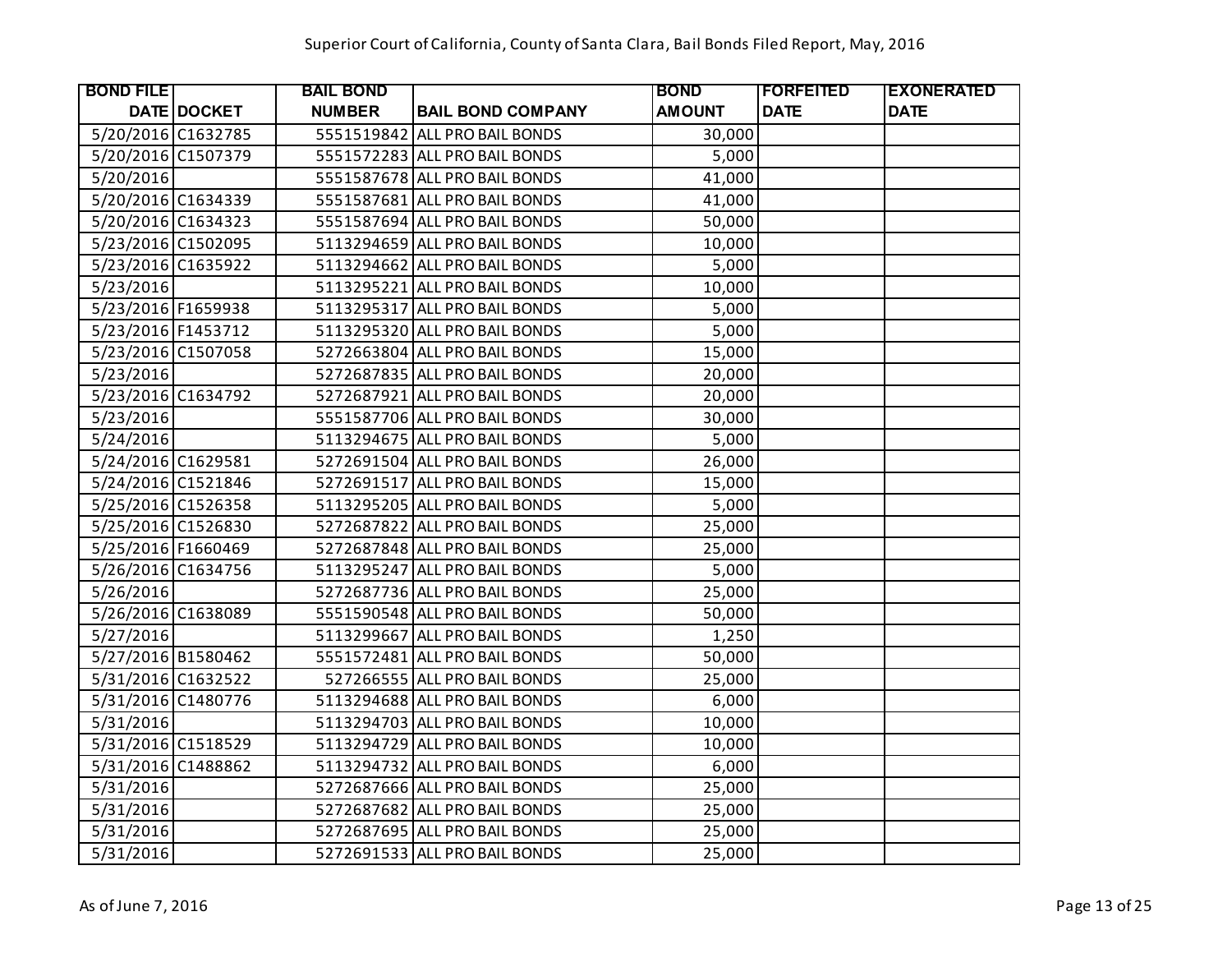Superior Court of California, County of Santa Clara, Bail Bonds Filed Report, May, 2016

| BOND FILE DATE | DOCKET | BAIL BOND NUMBER | BAIL BOND COMPANY | BOND AMOUNT | FORFEITED DATE | EXONERATED DATE |
|---|---|---|---|---|---|---|
| 5/20/2016 | C1632785 | 5551519842 | ALL PRO BAIL BONDS | 30,000 | | |
| 5/20/2016 | C1507379 | 5551572283 | ALL PRO BAIL BONDS | 5,000 | | |
| 5/20/2016 | | 5551587678 | ALL PRO BAIL BONDS | 41,000 | | |
| 5/20/2016 | C1634339 | 5551587681 | ALL PRO BAIL BONDS | 41,000 | | |
| 5/20/2016 | C1634323 | 5551587694 | ALL PRO BAIL BONDS | 50,000 | | |
| 5/23/2016 | C1502095 | 5113294659 | ALL PRO BAIL BONDS | 10,000 | | |
| 5/23/2016 | C1635922 | 5113294662 | ALL PRO BAIL BONDS | 5,000 | | |
| 5/23/2016 | | 5113295221 | ALL PRO BAIL BONDS | 10,000 | | |
| 5/23/2016 | F1659938 | 5113295317 | ALL PRO BAIL BONDS | 5,000 | | |
| 5/23/2016 | F1453712 | 5113295320 | ALL PRO BAIL BONDS | 5,000 | | |
| 5/23/2016 | C1507058 | 5272663804 | ALL PRO BAIL BONDS | 15,000 | | |
| 5/23/2016 | | 5272687835 | ALL PRO BAIL BONDS | 20,000 | | |
| 5/23/2016 | C1634792 | 5272687921 | ALL PRO BAIL BONDS | 20,000 | | |
| 5/23/2016 | | 5551587706 | ALL PRO BAIL BONDS | 30,000 | | |
| 5/24/2016 | | 5113294675 | ALL PRO BAIL BONDS | 5,000 | | |
| 5/24/2016 | C1629581 | 5272691504 | ALL PRO BAIL BONDS | 26,000 | | |
| 5/24/2016 | C1521846 | 5272691517 | ALL PRO BAIL BONDS | 15,000 | | |
| 5/25/2016 | C1526358 | 5113295205 | ALL PRO BAIL BONDS | 5,000 | | |
| 5/25/2016 | C1526830 | 5272687822 | ALL PRO BAIL BONDS | 25,000 | | |
| 5/25/2016 | F1660469 | 5272687848 | ALL PRO BAIL BONDS | 25,000 | | |
| 5/26/2016 | C1634756 | 5113295247 | ALL PRO BAIL BONDS | 5,000 | | |
| 5/26/2016 | | 5272687736 | ALL PRO BAIL BONDS | 25,000 | | |
| 5/26/2016 | C1638089 | 5551590548 | ALL PRO BAIL BONDS | 50,000 | | |
| 5/27/2016 | | 5113299667 | ALL PRO BAIL BONDS | 1,250 | | |
| 5/27/2016 | B1580462 | 5551572481 | ALL PRO BAIL BONDS | 50,000 | | |
| 5/31/2016 | C1632522 | 527266555 | ALL PRO BAIL BONDS | 25,000 | | |
| 5/31/2016 | C1480776 | 5113294688 | ALL PRO BAIL BONDS | 6,000 | | |
| 5/31/2016 | | 5113294703 | ALL PRO BAIL BONDS | 10,000 | | |
| 5/31/2016 | C1518529 | 5113294729 | ALL PRO BAIL BONDS | 10,000 | | |
| 5/31/2016 | C1488862 | 5113294732 | ALL PRO BAIL BONDS | 6,000 | | |
| 5/31/2016 | | 5272687666 | ALL PRO BAIL BONDS | 25,000 | | |
| 5/31/2016 | | 5272687682 | ALL PRO BAIL BONDS | 25,000 | | |
| 5/31/2016 | | 5272687695 | ALL PRO BAIL BONDS | 25,000 | | |
| 5/31/2016 | | 5272691533 | ALL PRO BAIL BONDS | 25,000 | | |

As of June 7, 2016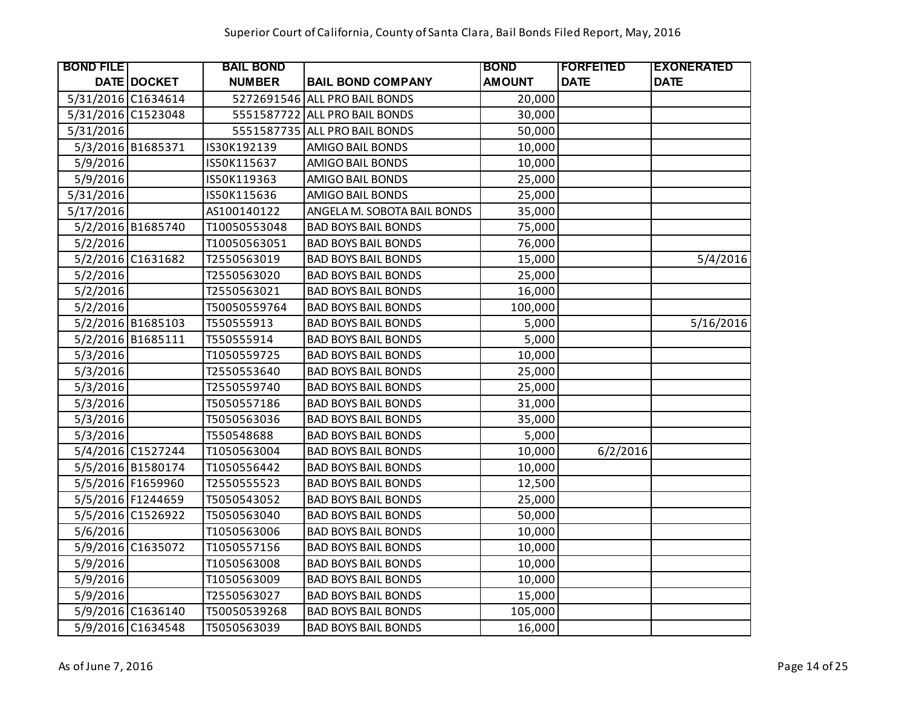# Superior Court of California, County of Santa Clara, Bail Bonds Filed Report, May, 2016

| BOND FILE DATE | DOCKET | BAIL BOND NUMBER | BAIL BOND COMPANY | BOND AMOUNT | FORFEITED DATE | EXONERATED DATE |
|---|---|---|---|---|---|---|
| 5/31/2016 | C1634614 | 5272691546 | ALL PRO BAIL BONDS | 20,000 | | |
| 5/31/2016 | C1523048 | 5551587722 | ALL PRO BAIL BONDS | 30,000 | | |
| 5/31/2016 | | 5551587735 | ALL PRO BAIL BONDS | 50,000 | | |
| 5/3/2016 | B1685371 | IS30K192139 | AMIGO BAIL BONDS | 10,000 | | |
| 5/9/2016 | | IS50K115637 | AMIGO BAIL BONDS | 10,000 | | |
| 5/9/2016 | | IS50K119363 | AMIGO BAIL BONDS | 25,000 | | |
| 5/31/2016 | | IS50K115636 | AMIGO BAIL BONDS | 25,000 | | |
| 5/17/2016 | | AS100140122 | ANGELA M. SOBOTA BAIL BONDS | 35,000 | | |
| 5/2/2016 | B1685740 | T10050553048 | BAD BOYS BAIL BONDS | 75,000 | | |
| 5/2/2016 | | T10050563051 | BAD BOYS BAIL BONDS | 76,000 | | |
| 5/2/2016 | C1631682 | T2550563019 | BAD BOYS BAIL BONDS | 15,000 | | 5/4/2016 |
| 5/2/2016 | | T2550563020 | BAD BOYS BAIL BONDS | 25,000 | | |
| 5/2/2016 | | T2550563021 | BAD BOYS BAIL BONDS | 16,000 | | |
| 5/2/2016 | | T50050559764 | BAD BOYS BAIL BONDS | 100,000 | | |
| 5/2/2016 | B1685103 | T550555913 | BAD BOYS BAIL BONDS | 5,000 | | 5/16/2016 |
| 5/2/2016 | B1685111 | T550555914 | BAD BOYS BAIL BONDS | 5,000 | | |
| 5/3/2016 | | T1050559725 | BAD BOYS BAIL BONDS | 10,000 | | |
| 5/3/2016 | | T2550553640 | BAD BOYS BAIL BONDS | 25,000 | | |
| 5/3/2016 | | T2550559740 | BAD BOYS BAIL BONDS | 25,000 | | |
| 5/3/2016 | | T5050557186 | BAD BOYS BAIL BONDS | 31,000 | | |
| 5/3/2016 | | T5050563036 | BAD BOYS BAIL BONDS | 35,000 | | |
| 5/3/2016 | | T550548688 | BAD BOYS BAIL BONDS | 5,000 | | |
| 5/4/2016 | C1527244 | T1050563004 | BAD BOYS BAIL BONDS | 10,000 | 6/2/2016 | |
| 5/5/2016 | B1580174 | T1050556442 | BAD BOYS BAIL BONDS | 10,000 | | |
| 5/5/2016 | F1659960 | T2550555523 | BAD BOYS BAIL BONDS | 12,500 | | |
| 5/5/2016 | F1244659 | T5050543052 | BAD BOYS BAIL BONDS | 25,000 | | |
| 5/5/2016 | C1526922 | T5050563040 | BAD BOYS BAIL BONDS | 50,000 | | |
| 5/6/2016 | | T1050563006 | BAD BOYS BAIL BONDS | 10,000 | | |
| 5/9/2016 | C1635072 | T1050557156 | BAD BOYS BAIL BONDS | 10,000 | | |
| 5/9/2016 | | T1050563008 | BAD BOYS BAIL BONDS | 10,000 | | |
| 5/9/2016 | | T1050563009 | BAD BOYS BAIL BONDS | 10,000 | | |
| 5/9/2016 | | T2550563027 | BAD BOYS BAIL BONDS | 15,000 | | |
| 5/9/2016 | C1636140 | T50050539268 | BAD BOYS BAIL BONDS | 105,000 | | |
| 5/9/2016 | C1634548 | T5050563039 | BAD BOYS BAIL BONDS | 16,000 | | |

As of June 7, 2016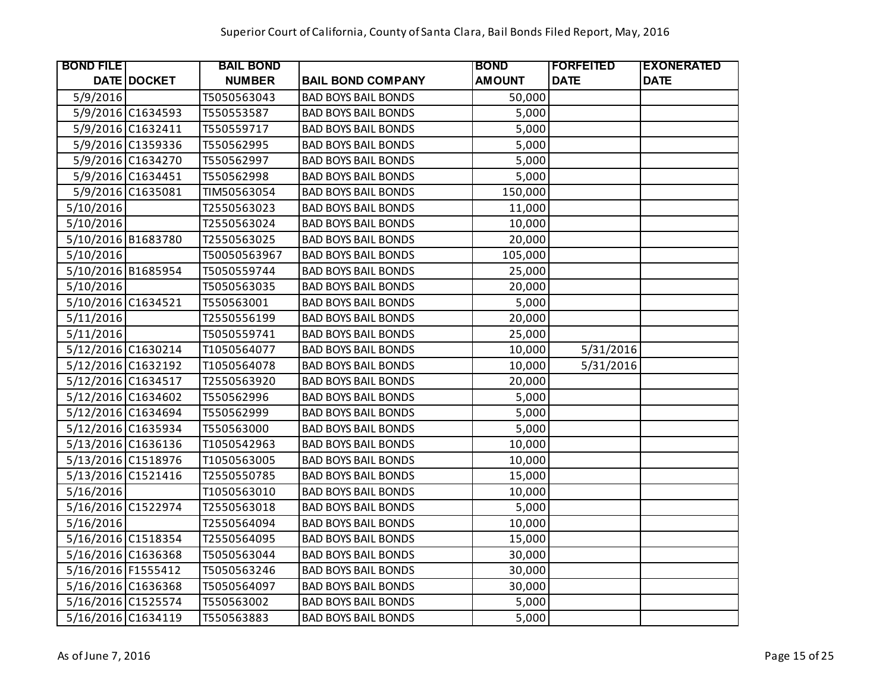| BOND FILE DATE | DOCKET | BAIL BOND NUMBER | BAIL BOND COMPANY | BOND AMOUNT | FORFEITED DATE | EXONERATED DATE |
|---|---|---|---|---|---|---|
| 5/9/2016 | | T5050563043 | BAD BOYS BAIL BONDS | 50,000 | | |
| 5/9/2016 | C1634593 | T550553587 | BAD BOYS BAIL BONDS | 5,000 | | |
| 5/9/2016 | C1632411 | T550559717 | BAD BOYS BAIL BONDS | 5,000 | | |
| 5/9/2016 | C1359336 | T550562995 | BAD BOYS BAIL BONDS | 5,000 | | |
| 5/9/2016 | C1634270 | T550562997 | BAD BOYS BAIL BONDS | 5,000 | | |
| 5/9/2016 | C1634451 | T550562998 | BAD BOYS BAIL BONDS | 5,000 | | |
| 5/9/2016 | C1635081 | TIM50563054 | BAD BOYS BAIL BONDS | 150,000 | | |
| 5/10/2016 | | T2550563023 | BAD BOYS BAIL BONDS | 11,000 | | |
| 5/10/2016 | | T2550563024 | BAD BOYS BAIL BONDS | 10,000 | | |
| 5/10/2016 | B1683780 | T2550563025 | BAD BOYS BAIL BONDS | 20,000 | | |
| 5/10/2016 | | T50050563967 | BAD BOYS BAIL BONDS | 105,000 | | |
| 5/10/2016 | B1685954 | T5050559744 | BAD BOYS BAIL BONDS | 25,000 | | |
| 5/10/2016 | | T5050563035 | BAD BOYS BAIL BONDS | 20,000 | | |
| 5/10/2016 | C1634521 | T550563001 | BAD BOYS BAIL BONDS | 5,000 | | |
| 5/11/2016 | | T2550556199 | BAD BOYS BAIL BONDS | 20,000 | | |
| 5/11/2016 | | T5050559741 | BAD BOYS BAIL BONDS | 25,000 | | |
| 5/12/2016 | C1630214 | T1050564077 | BAD BOYS BAIL BONDS | 10,000 | 5/31/2016 | |
| 5/12/2016 | C1632192 | T1050564078 | BAD BOYS BAIL BONDS | 10,000 | 5/31/2016 | |
| 5/12/2016 | C1634517 | T2550563920 | BAD BOYS BAIL BONDS | 20,000 | | |
| 5/12/2016 | C1634602 | T550562996 | BAD BOYS BAIL BONDS | 5,000 | | |
| 5/12/2016 | C1634694 | T550562999 | BAD BOYS BAIL BONDS | 5,000 | | |
| 5/12/2016 | C1635934 | T550563000 | BAD BOYS BAIL BONDS | 5,000 | | |
| 5/13/2016 | C1636136 | T1050542963 | BAD BOYS BAIL BONDS | 10,000 | | |
| 5/13/2016 | C1518976 | T1050563005 | BAD BOYS BAIL BONDS | 10,000 | | |
| 5/13/2016 | C1521416 | T2550550785 | BAD BOYS BAIL BONDS | 15,000 | | |
| 5/16/2016 | | T1050563010 | BAD BOYS BAIL BONDS | 10,000 | | |
| 5/16/2016 | C1522974 | T2550563018 | BAD BOYS BAIL BONDS | 5,000 | | |
| 5/16/2016 | | T2550564094 | BAD BOYS BAIL BONDS | 10,000 | | |
| 5/16/2016 | C1518354 | T2550564095 | BAD BOYS BAIL BONDS | 15,000 | | |
| 5/16/2016 | C1636368 | T5050563044 | BAD BOYS BAIL BONDS | 30,000 | | |
| 5/16/2016 | F1555412 | T5050563246 | BAD BOYS BAIL BONDS | 30,000 | | |
| 5/16/2016 | C1636368 | T5050564097 | BAD BOYS BAIL BONDS | 30,000 | | |
| 5/16/2016 | C1525574 | T550563002 | BAD BOYS BAIL BONDS | 5,000 | | |
| 5/16/2016 | C1634119 | T550563883 | BAD BOYS BAIL BONDS | 5,000 | | |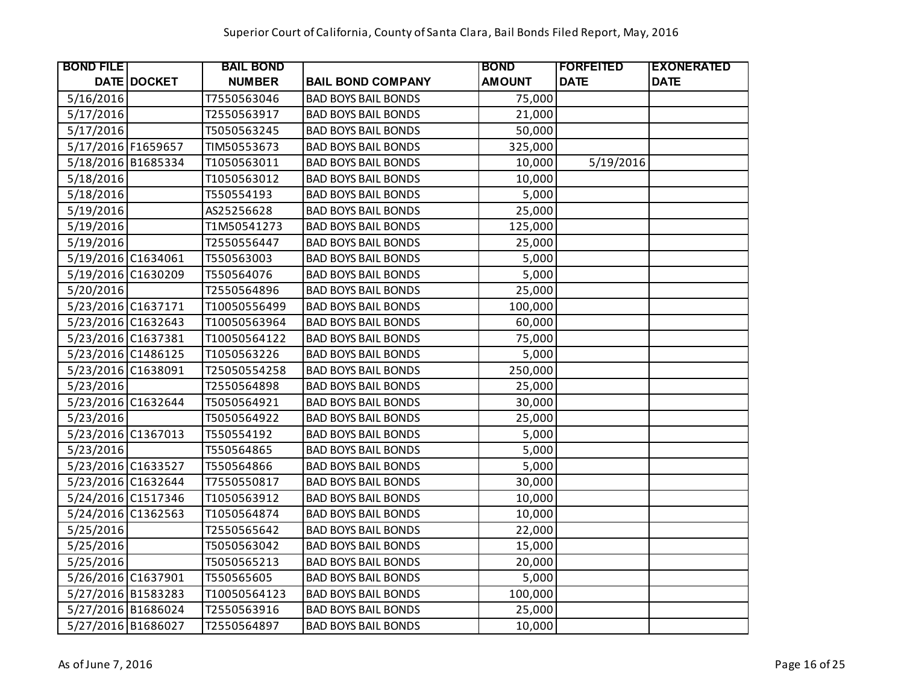Superior Court of California, County of Santa Clara, Bail Bonds Filed Report, May, 2016

| BOND FILE DATE | DOCKET | BAIL BOND NUMBER | BAIL BOND COMPANY | BOND AMOUNT | FORFEITED DATE | EXONERATED DATE |
|---|---|---|---|---|---|---|
| 5/16/2016 | | T7550563046 | BAD BOYS BAIL BONDS | 75,000 | | |
| 5/17/2016 | | T2550563917 | BAD BOYS BAIL BONDS | 21,000 | | |
| 5/17/2016 | | T5050563245 | BAD BOYS BAIL BONDS | 50,000 | | |
| 5/17/2016 | F1659657 | TIM50553673 | BAD BOYS BAIL BONDS | 325,000 | | |
| 5/18/2016 | B1685334 | T1050563011 | BAD BOYS BAIL BONDS | 10,000 | 5/19/2016 | |
| 5/18/2016 | | T1050563012 | BAD BOYS BAIL BONDS | 10,000 | | |
| 5/18/2016 | | T550554193 | BAD BOYS BAIL BONDS | 5,000 | | |
| 5/19/2016 | | AS25256628 | BAD BOYS BAIL BONDS | 25,000 | | |
| 5/19/2016 | | T1M50541273 | BAD BOYS BAIL BONDS | 125,000 | | |
| 5/19/2016 | | T2550556447 | BAD BOYS BAIL BONDS | 25,000 | | |
| 5/19/2016 | C1634061 | T550563003 | BAD BOYS BAIL BONDS | 5,000 | | |
| 5/19/2016 | C1630209 | T550564076 | BAD BOYS BAIL BONDS | 5,000 | | |
| 5/20/2016 | | T2550564896 | BAD BOYS BAIL BONDS | 25,000 | | |
| 5/23/2016 | C1637171 | T10050556499 | BAD BOYS BAIL BONDS | 100,000 | | |
| 5/23/2016 | C1632643 | T10050563964 | BAD BOYS BAIL BONDS | 60,000 | | |
| 5/23/2016 | C1637381 | T10050564122 | BAD BOYS BAIL BONDS | 75,000 | | |
| 5/23/2016 | C1486125 | T1050563226 | BAD BOYS BAIL BONDS | 5,000 | | |
| 5/23/2016 | C1638091 | T25050554258 | BAD BOYS BAIL BONDS | 250,000 | | |
| 5/23/2016 | | T2550564898 | BAD BOYS BAIL BONDS | 25,000 | | |
| 5/23/2016 | C1632644 | T5050564921 | BAD BOYS BAIL BONDS | 30,000 | | |
| 5/23/2016 | | T5050564922 | BAD BOYS BAIL BONDS | 25,000 | | |
| 5/23/2016 | C1367013 | T550554192 | BAD BOYS BAIL BONDS | 5,000 | | |
| 5/23/2016 | | T550564865 | BAD BOYS BAIL BONDS | 5,000 | | |
| 5/23/2016 | C1633527 | T550564866 | BAD BOYS BAIL BONDS | 5,000 | | |
| 5/23/2016 | C1632644 | T7550550817 | BAD BOYS BAIL BONDS | 30,000 | | |
| 5/24/2016 | C1517346 | T1050563912 | BAD BOYS BAIL BONDS | 10,000 | | |
| 5/24/2016 | C1362563 | T1050564874 | BAD BOYS BAIL BONDS | 10,000 | | |
| 5/25/2016 | | T2550565642 | BAD BOYS BAIL BONDS | 22,000 | | |
| 5/25/2016 | | T5050563042 | BAD BOYS BAIL BONDS | 15,000 | | |
| 5/25/2016 | | T5050565213 | BAD BOYS BAIL BONDS | 20,000 | | |
| 5/26/2016 | C1637901 | T550565605 | BAD BOYS BAIL BONDS | 5,000 | | |
| 5/27/2016 | B1583283 | T10050564123 | BAD BOYS BAIL BONDS | 100,000 | | |
| 5/27/2016 | B1686024 | T2550563916 | BAD BOYS BAIL BONDS | 25,000 | | |
| 5/27/2016 | B1686027 | T2550564897 | BAD BOYS BAIL BONDS | 10,000 | | |

As of June 7, 2016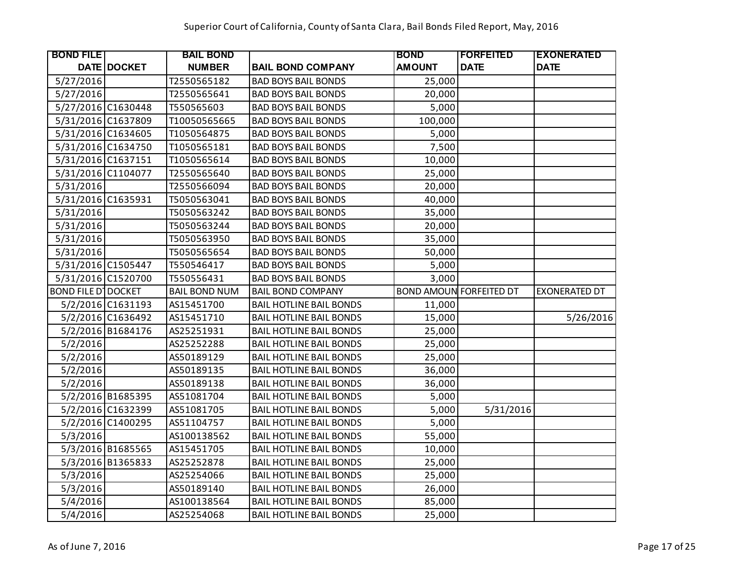Superior Court of California, County of Santa Clara, Bail Bonds Filed Report, May, 2016

| BOND FILE DATE | DOCKET | BAIL BOND NUMBER | BAIL BOND COMPANY | BOND AMOUNT | FORFEITED DATE | EXONERATED DATE |
|---|---|---|---|---|---|---|
| 5/27/2016 | | T2550565182 | BAD BOYS BAIL BONDS | 25,000 | | |
| 5/27/2016 | | T2550565641 | BAD BOYS BAIL BONDS | 20,000 | | |
| 5/27/2016 | C1630448 | T550565603 | BAD BOYS BAIL BONDS | 5,000 | | |
| 5/31/2016 | C1637809 | T10050565665 | BAD BOYS BAIL BONDS | 100,000 | | |
| 5/31/2016 | C1634605 | T1050564875 | BAD BOYS BAIL BONDS | 5,000 | | |
| 5/31/2016 | C1634750 | T1050565181 | BAD BOYS BAIL BONDS | 7,500 | | |
| 5/31/2016 | C1637151 | T1050565614 | BAD BOYS BAIL BONDS | 10,000 | | |
| 5/31/2016 | C1104077 | T2550565640 | BAD BOYS BAIL BONDS | 25,000 | | |
| 5/31/2016 | | T2550566094 | BAD BOYS BAIL BONDS | 20,000 | | |
| 5/31/2016 | C1635931 | T5050563041 | BAD BOYS BAIL BONDS | 40,000 | | |
| 5/31/2016 | | T5050563242 | BAD BOYS BAIL BONDS | 35,000 | | |
| 5/31/2016 | | T5050563244 | BAD BOYS BAIL BONDS | 20,000 | | |
| 5/31/2016 | | T5050563950 | BAD BOYS BAIL BONDS | 35,000 | | |
| 5/31/2016 | | T5050565654 | BAD BOYS BAIL BONDS | 50,000 | | |
| 5/31/2016 | C1505447 | T550546417 | BAD BOYS BAIL BONDS | 5,000 | | |
| 5/31/2016 | C1520700 | T550556431 | BAD BOYS BAIL BONDS | 3,000 | | |
| BOND FILE DT | DOCKET | BAIL BOND NUM | BAIL BOND COMPANY | BOND AMOUN | FORFEITED DT | EXONERATED DT |
| 5/2/2016 | C1631193 | AS15451700 | BAIL HOTLINE BAIL BONDS | 11,000 | | |
| 5/2/2016 | C1636492 | AS15451710 | BAIL HOTLINE BAIL BONDS | 15,000 | | 5/26/2016 |
| 5/2/2016 | B1684176 | AS25251931 | BAIL HOTLINE BAIL BONDS | 25,000 | | |
| 5/2/2016 | | AS25252288 | BAIL HOTLINE BAIL BONDS | 25,000 | | |
| 5/2/2016 | | AS50189129 | BAIL HOTLINE BAIL BONDS | 25,000 | | |
| 5/2/2016 | | AS50189135 | BAIL HOTLINE BAIL BONDS | 36,000 | | |
| 5/2/2016 | | AS50189138 | BAIL HOTLINE BAIL BONDS | 36,000 | | |
| 5/2/2016 | B1685395 | AS51081704 | BAIL HOTLINE BAIL BONDS | 5,000 | | |
| 5/2/2016 | C1632399 | AS51081705 | BAIL HOTLINE BAIL BONDS | 5,000 | 5/31/2016 | |
| 5/2/2016 | C1400295 | AS51104757 | BAIL HOTLINE BAIL BONDS | 5,000 | | |
| 5/3/2016 | | AS100138562 | BAIL HOTLINE BAIL BONDS | 55,000 | | |
| 5/3/2016 | B1685565 | AS15451705 | BAIL HOTLINE BAIL BONDS | 10,000 | | |
| 5/3/2016 | B1365833 | AS25252878 | BAIL HOTLINE BAIL BONDS | 25,000 | | |
| 5/3/2016 | | AS25254066 | BAIL HOTLINE BAIL BONDS | 25,000 | | |
| 5/3/2016 | | AS50189140 | BAIL HOTLINE BAIL BONDS | 26,000 | | |
| 5/4/2016 | | AS100138564 | BAIL HOTLINE BAIL BONDS | 85,000 | | |
| 5/4/2016 | | AS25254068 | BAIL HOTLINE BAIL BONDS | 25,000 | | |

As of June 7, 2016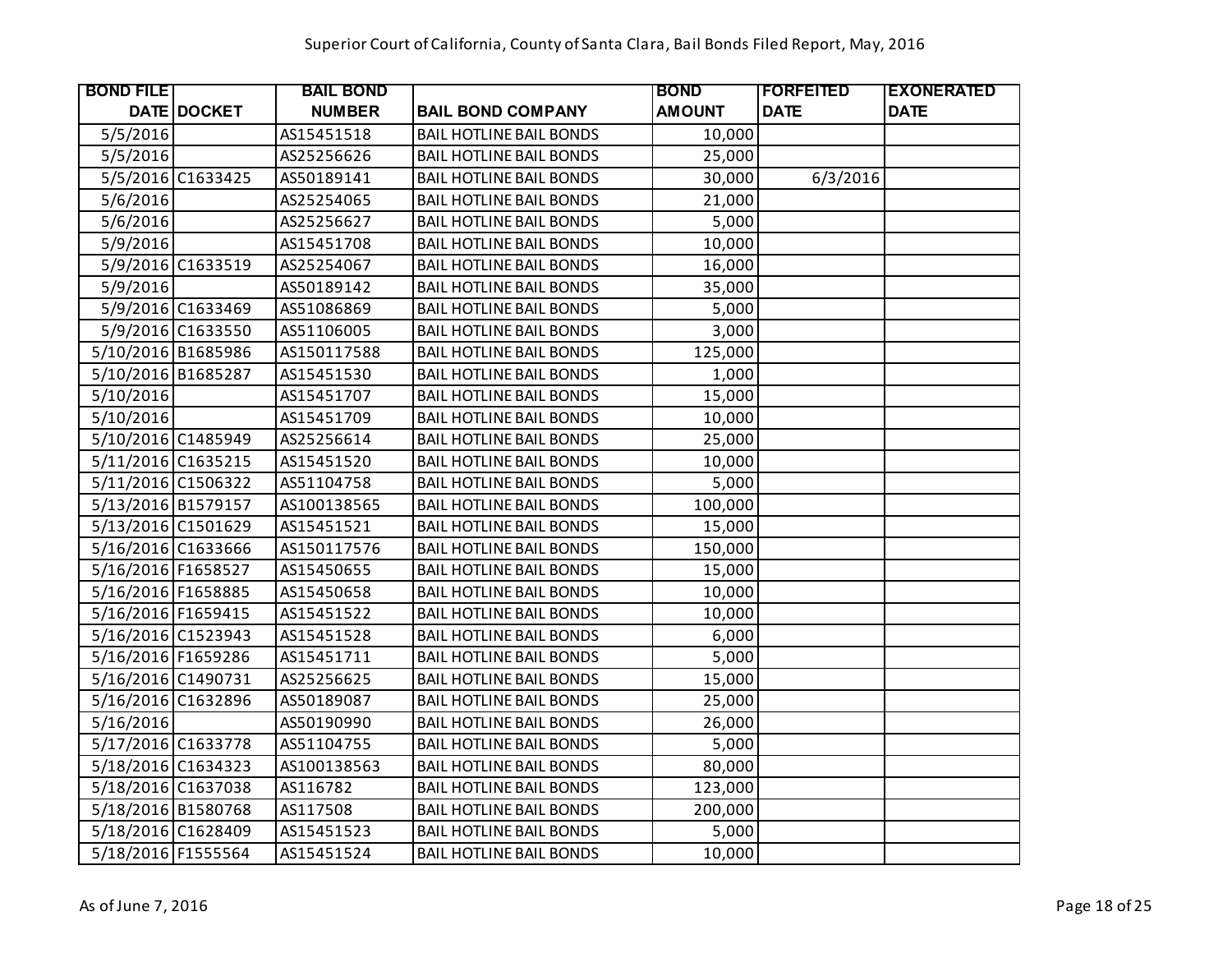Superior Court of California, County of Santa Clara, Bail Bonds Filed Report, May, 2016

| BOND FILE DATE | DOCKET | BAIL BOND NUMBER | BAIL BOND COMPANY | BOND AMOUNT | FORFEITED DATE | EXONERATED DATE |
|---|---|---|---|---|---|---|
| 5/5/2016 | | AS15451518 | BAIL HOTLINE BAIL BONDS | 10,000 | | |
| 5/5/2016 | | AS25256626 | BAIL HOTLINE BAIL BONDS | 25,000 | | |
| 5/5/2016 | C1633425 | AS50189141 | BAIL HOTLINE BAIL BONDS | 30,000 | 6/3/2016 | |
| 5/6/2016 | | AS25254065 | BAIL HOTLINE BAIL BONDS | 21,000 | | |
| 5/6/2016 | | AS25256627 | BAIL HOTLINE BAIL BONDS | 5,000 | | |
| 5/9/2016 | | AS15451708 | BAIL HOTLINE BAIL BONDS | 10,000 | | |
| 5/9/2016 | C1633519 | AS25254067 | BAIL HOTLINE BAIL BONDS | 16,000 | | |
| 5/9/2016 | | AS50189142 | BAIL HOTLINE BAIL BONDS | 35,000 | | |
| 5/9/2016 | C1633469 | AS51086869 | BAIL HOTLINE BAIL BONDS | 5,000 | | |
| 5/9/2016 | C1633550 | AS51106005 | BAIL HOTLINE BAIL BONDS | 3,000 | | |
| 5/10/2016 | B1685986 | AS150117588 | BAIL HOTLINE BAIL BONDS | 125,000 | | |
| 5/10/2016 | B1685287 | AS15451530 | BAIL HOTLINE BAIL BONDS | 1,000 | | |
| 5/10/2016 | | AS15451707 | BAIL HOTLINE BAIL BONDS | 15,000 | | |
| 5/10/2016 | | AS15451709 | BAIL HOTLINE BAIL BONDS | 10,000 | | |
| 5/10/2016 | C1485949 | AS25256614 | BAIL HOTLINE BAIL BONDS | 25,000 | | |
| 5/11/2016 | C1635215 | AS15451520 | BAIL HOTLINE BAIL BONDS | 10,000 | | |
| 5/11/2016 | C1506322 | AS51104758 | BAIL HOTLINE BAIL BONDS | 5,000 | | |
| 5/13/2016 | B1579157 | AS100138565 | BAIL HOTLINE BAIL BONDS | 100,000 | | |
| 5/13/2016 | C1501629 | AS15451521 | BAIL HOTLINE BAIL BONDS | 15,000 | | |
| 5/16/2016 | C1633666 | AS150117576 | BAIL HOTLINE BAIL BONDS | 150,000 | | |
| 5/16/2016 | F1658527 | AS15450655 | BAIL HOTLINE BAIL BONDS | 15,000 | | |
| 5/16/2016 | F1658885 | AS15450658 | BAIL HOTLINE BAIL BONDS | 10,000 | | |
| 5/16/2016 | F1659415 | AS15451522 | BAIL HOTLINE BAIL BONDS | 10,000 | | |
| 5/16/2016 | C1523943 | AS15451528 | BAIL HOTLINE BAIL BONDS | 6,000 | | |
| 5/16/2016 | F1659286 | AS15451711 | BAIL HOTLINE BAIL BONDS | 5,000 | | |
| 5/16/2016 | C1490731 | AS25256625 | BAIL HOTLINE BAIL BONDS | 15,000 | | |
| 5/16/2016 | C1632896 | AS50189087 | BAIL HOTLINE BAIL BONDS | 25,000 | | |
| 5/16/2016 | | AS50190990 | BAIL HOTLINE BAIL BONDS | 26,000 | | |
| 5/17/2016 | C1633778 | AS51104755 | BAIL HOTLINE BAIL BONDS | 5,000 | | |
| 5/18/2016 | C1634323 | AS100138563 | BAIL HOTLINE BAIL BONDS | 80,000 | | |
| 5/18/2016 | C1637038 | AS116782 | BAIL HOTLINE BAIL BONDS | 123,000 | | |
| 5/18/2016 | B1580768 | AS117508 | BAIL HOTLINE BAIL BONDS | 200,000 | | |
| 5/18/2016 | C1628409 | AS15451523 | BAIL HOTLINE BAIL BONDS | 5,000 | | |
| 5/18/2016 | F1555564 | AS15451524 | BAIL HOTLINE BAIL BONDS | 10,000 | | |

As of June 7, 2016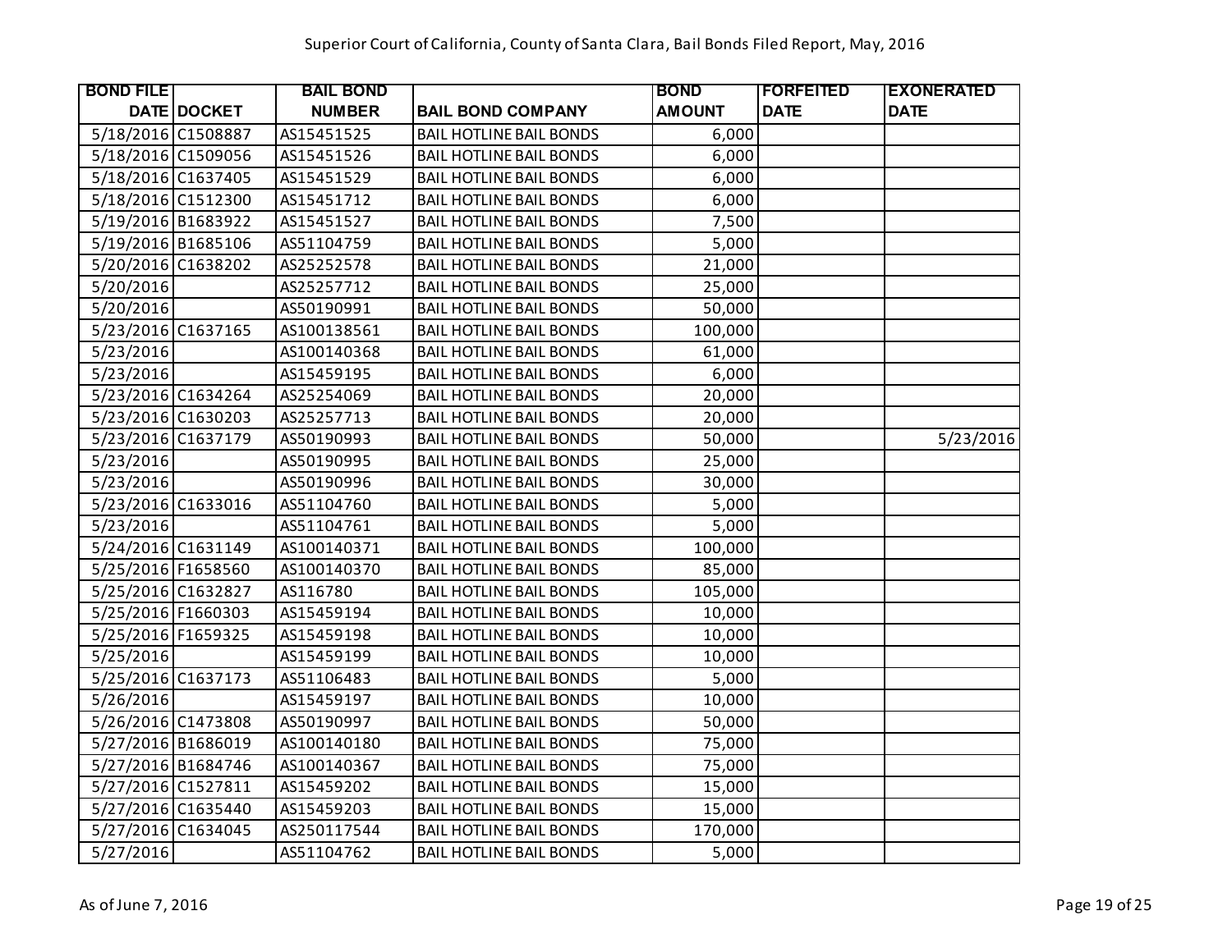Superior Court of California, County of Santa Clara, Bail Bonds Filed Report, May, 2016

| BOND FILE DATE | DOCKET | BAIL BOND NUMBER | BAIL BOND COMPANY | BOND AMOUNT | FORFEITED DATE | EXONERATED DATE |
|---|---|---|---|---|---|---|
| 5/18/2016 | C1508887 | AS15451525 | BAIL HOTLINE BAIL BONDS | 6,000 | | |
| 5/18/2016 | C1509056 | AS15451526 | BAIL HOTLINE BAIL BONDS | 6,000 | | |
| 5/18/2016 | C1637405 | AS15451529 | BAIL HOTLINE BAIL BONDS | 6,000 | | |
| 5/18/2016 | C1512300 | AS15451712 | BAIL HOTLINE BAIL BONDS | 6,000 | | |
| 5/19/2016 | B1683922 | AS15451527 | BAIL HOTLINE BAIL BONDS | 7,500 | | |
| 5/19/2016 | B1685106 | AS51104759 | BAIL HOTLINE BAIL BONDS | 5,000 | | |
| 5/20/2016 | C1638202 | AS25252578 | BAIL HOTLINE BAIL BONDS | 21,000 | | |
| 5/20/2016 | | AS25257712 | BAIL HOTLINE BAIL BONDS | 25,000 | | |
| 5/20/2016 | | AS50190991 | BAIL HOTLINE BAIL BONDS | 50,000 | | |
| 5/23/2016 | C1637165 | AS100138561 | BAIL HOTLINE BAIL BONDS | 100,000 | | |
| 5/23/2016 | | AS100140368 | BAIL HOTLINE BAIL BONDS | 61,000 | | |
| 5/23/2016 | | AS15459195 | BAIL HOTLINE BAIL BONDS | 6,000 | | |
| 5/23/2016 | C1634264 | AS25254069 | BAIL HOTLINE BAIL BONDS | 20,000 | | |
| 5/23/2016 | C1630203 | AS25257713 | BAIL HOTLINE BAIL BONDS | 20,000 | | |
| 5/23/2016 | C1637179 | AS50190993 | BAIL HOTLINE BAIL BONDS | 50,000 | | 5/23/2016 |
| 5/23/2016 | | AS50190995 | BAIL HOTLINE BAIL BONDS | 25,000 | | |
| 5/23/2016 | | AS50190996 | BAIL HOTLINE BAIL BONDS | 30,000 | | |
| 5/23/2016 | C1633016 | AS51104760 | BAIL HOTLINE BAIL BONDS | 5,000 | | |
| 5/23/2016 | | AS51104761 | BAIL HOTLINE BAIL BONDS | 5,000 | | |
| 5/24/2016 | C1631149 | AS100140371 | BAIL HOTLINE BAIL BONDS | 100,000 | | |
| 5/25/2016 | F1658560 | AS100140370 | BAIL HOTLINE BAIL BONDS | 85,000 | | |
| 5/25/2016 | C1632827 | AS116780 | BAIL HOTLINE BAIL BONDS | 105,000 | | |
| 5/25/2016 | F1660303 | AS15459194 | BAIL HOTLINE BAIL BONDS | 10,000 | | |
| 5/25/2016 | F1659325 | AS15459198 | BAIL HOTLINE BAIL BONDS | 10,000 | | |
| 5/25/2016 | | AS15459199 | BAIL HOTLINE BAIL BONDS | 10,000 | | |
| 5/25/2016 | C1637173 | AS51106483 | BAIL HOTLINE BAIL BONDS | 5,000 | | |
| 5/26/2016 | | AS15459197 | BAIL HOTLINE BAIL BONDS | 10,000 | | |
| 5/26/2016 | C1473808 | AS50190997 | BAIL HOTLINE BAIL BONDS | 50,000 | | |
| 5/27/2016 | B1686019 | AS100140180 | BAIL HOTLINE BAIL BONDS | 75,000 | | |
| 5/27/2016 | B1684746 | AS100140367 | BAIL HOTLINE BAIL BONDS | 75,000 | | |
| 5/27/2016 | C1527811 | AS15459202 | BAIL HOTLINE BAIL BONDS | 15,000 | | |
| 5/27/2016 | C1635440 | AS15459203 | BAIL HOTLINE BAIL BONDS | 15,000 | | |
| 5/27/2016 | C1634045 | AS250117544 | BAIL HOTLINE BAIL BONDS | 170,000 | | |
| 5/27/2016 | | AS51104762 | BAIL HOTLINE BAIL BONDS | 5,000 | | |

As of June 7, 2016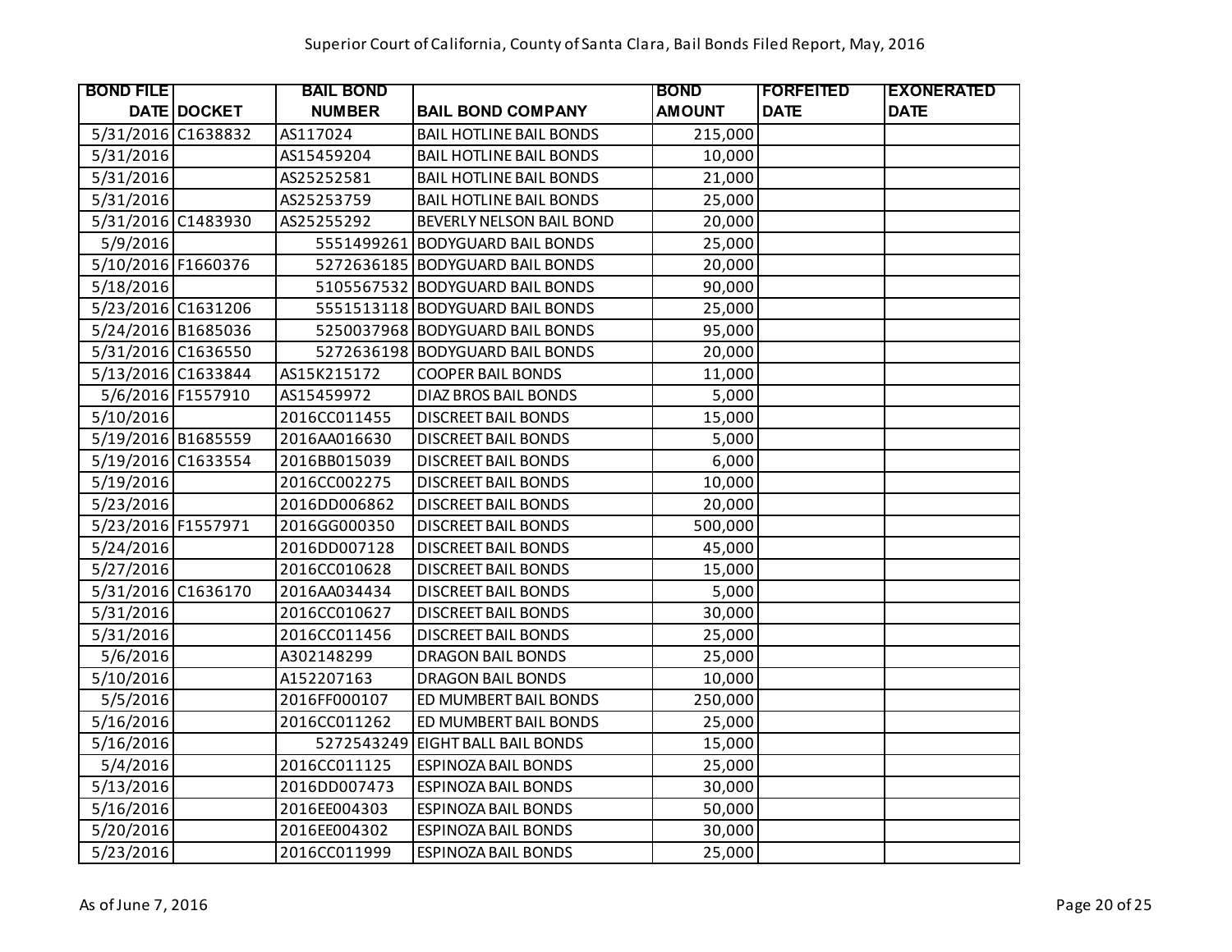Superior Court of California, County of Santa Clara, Bail Bonds Filed Report, May, 2016

| BOND FILE DATE | DOCKET | BAIL BOND NUMBER | BAIL BOND COMPANY | BOND AMOUNT | FORFEITED DATE | EXONERATED DATE |
|---|---|---|---|---|---|---|
| 5/31/2016 | C1638832 | AS117024 | BAIL HOTLINE BAIL BONDS | 215,000 | | |
| 5/31/2016 | | AS15459204 | BAIL HOTLINE BAIL BONDS | 10,000 | | |
| 5/31/2016 | | AS25252581 | BAIL HOTLINE BAIL BONDS | 21,000 | | |
| 5/31/2016 | | AS25253759 | BAIL HOTLINE BAIL BONDS | 25,000 | | |
| 5/31/2016 | C1483930 | AS25255292 | BEVERLY NELSON BAIL BOND | 20,000 | | |
| 5/9/2016 | | 5551499261 | BODYGUARD BAIL BONDS | 25,000 | | |
| 5/10/2016 | F1660376 | 5272636185 | BODYGUARD BAIL BONDS | 20,000 | | |
| 5/18/2016 | | 5105567532 | BODYGUARD BAIL BONDS | 90,000 | | |
| 5/23/2016 | C1631206 | 5551513118 | BODYGUARD BAIL BONDS | 25,000 | | |
| 5/24/2016 | B1685036 | 5250037968 | BODYGUARD BAIL BONDS | 95,000 | | |
| 5/31/2016 | C1636550 | 5272636198 | BODYGUARD BAIL BONDS | 20,000 | | |
| 5/13/2016 | C1633844 | AS15K215172 | COOPER BAIL BONDS | 11,000 | | |
| 5/6/2016 | F1557910 | AS15459972 | DIAZ BROS BAIL BONDS | 5,000 | | |
| 5/10/2016 | | 2016CC011455 | DISCREET BAIL BONDS | 15,000 | | |
| 5/19/2016 | B1685559 | 2016AA016630 | DISCREET BAIL BONDS | 5,000 | | |
| 5/19/2016 | C1633554 | 2016BB015039 | DISCREET BAIL BONDS | 6,000 | | |
| 5/19/2016 | | 2016CC002275 | DISCREET BAIL BONDS | 10,000 | | |
| 5/23/2016 | | 2016DD006862 | DISCREET BAIL BONDS | 20,000 | | |
| 5/23/2016 | F1557971 | 2016GG000350 | DISCREET BAIL BONDS | 500,000 | | |
| 5/24/2016 | | 2016DD007128 | DISCREET BAIL BONDS | 45,000 | | |
| 5/27/2016 | | 2016CC010628 | DISCREET BAIL BONDS | 15,000 | | |
| 5/31/2016 | C1636170 | 2016AA034434 | DISCREET BAIL BONDS | 5,000 | | |
| 5/31/2016 | | 2016CC010627 | DISCREET BAIL BONDS | 30,000 | | |
| 5/31/2016 | | 2016CC011456 | DISCREET BAIL BONDS | 25,000 | | |
| 5/6/2016 | | A302148299 | DRAGON BAIL BONDS | 25,000 | | |
| 5/10/2016 | | A152207163 | DRAGON BAIL BONDS | 10,000 | | |
| 5/5/2016 | | 2016FF000107 | ED MUMBERT BAIL BONDS | 250,000 | | |
| 5/16/2016 | | 2016CC011262 | ED MUMBERT BAIL BONDS | 25,000 | | |
| 5/16/2016 | | 5272543249 | EIGHT BALL BAIL BONDS | 15,000 | | |
| 5/4/2016 | | 2016CC011125 | ESPINOZA BAIL BONDS | 25,000 | | |
| 5/13/2016 | | 2016DD007473 | ESPINOZA BAIL BONDS | 30,000 | | |
| 5/16/2016 | | 2016EE004303 | ESPINOZA BAIL BONDS | 50,000 | | |
| 5/20/2016 | | 2016EE004302 | ESPINOZA BAIL BONDS | 30,000 | | |
| 5/23/2016 | | 2016CC011999 | ESPINOZA BAIL BONDS | 25,000 | | |

As of June 7, 2016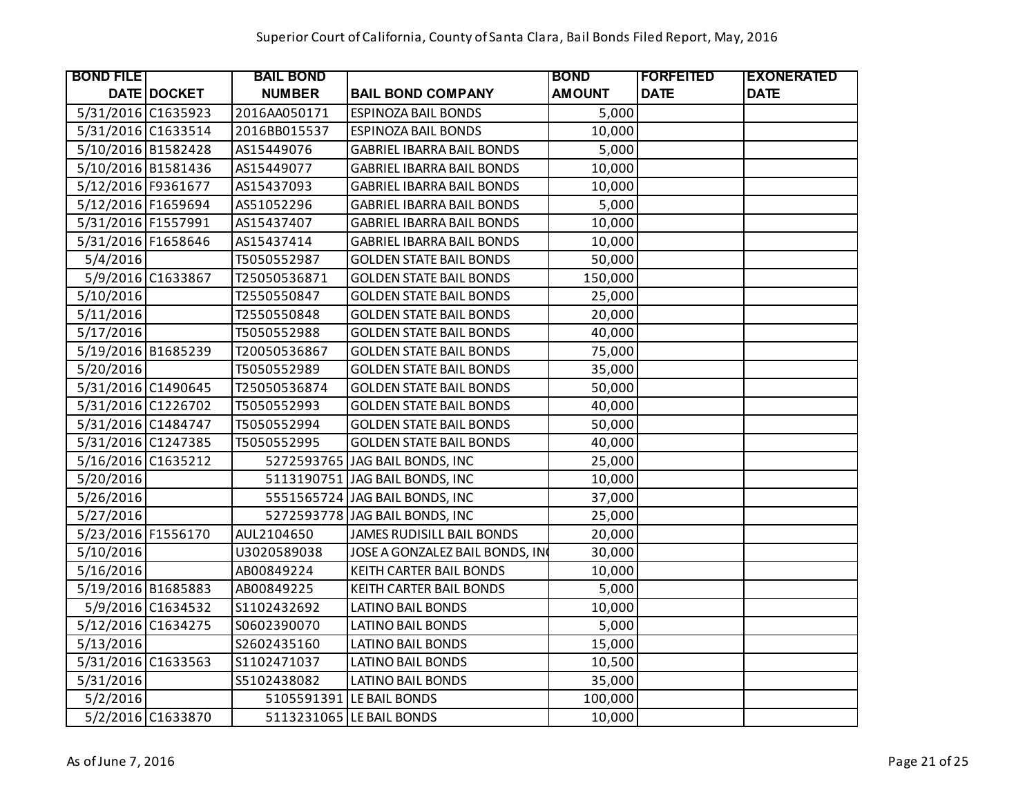# Superior Court of California, County of Santa Clara, Bail Bonds Filed Report, May, 2016

| BOND FILE DATE | DOCKET | BAIL BOND NUMBER | BAIL BOND COMPANY | BOND AMOUNT | FORFEITED DATE | EXONERATED DATE |
|---|---|---|---|---|---|---|
| 5/31/2016 | C1635923 | 2016AA050171 | ESPINOZA BAIL BONDS | 5,000 | | |
| 5/31/2016 | C1633514 | 2016BB015537 | ESPINOZA BAIL BONDS | 10,000 | | |
| 5/10/2016 | B1582428 | AS15449076 | GABRIEL IBARRA BAIL BONDS | 5,000 | | |
| 5/10/2016 | B1581436 | AS15449077 | GABRIEL IBARRA BAIL BONDS | 10,000 | | |
| 5/12/2016 | F9361677 | AS15437093 | GABRIEL IBARRA BAIL BONDS | 10,000 | | |
| 5/12/2016 | F1659694 | AS51052296 | GABRIEL IBARRA BAIL BONDS | 5,000 | | |
| 5/31/2016 | F1557991 | AS15437407 | GABRIEL IBARRA BAIL BONDS | 10,000 | | |
| 5/31/2016 | F1658646 | AS15437414 | GABRIEL IBARRA BAIL BONDS | 10,000 | | |
| 5/4/2016 | | T5050552987 | GOLDEN STATE BAIL BONDS | 50,000 | | |
| 5/9/2016 | C1633867 | T25050536871 | GOLDEN STATE BAIL BONDS | 150,000 | | |
| 5/10/2016 | | T2550550847 | GOLDEN STATE BAIL BONDS | 25,000 | | |
| 5/11/2016 | | T2550550848 | GOLDEN STATE BAIL BONDS | 20,000 | | |
| 5/17/2016 | | T5050552988 | GOLDEN STATE BAIL BONDS | 40,000 | | |
| 5/19/2016 | B1685239 | T20050536867 | GOLDEN STATE BAIL BONDS | 75,000 | | |
| 5/20/2016 | | T5050552989 | GOLDEN STATE BAIL BONDS | 35,000 | | |
| 5/31/2016 | C1490645 | T25050536874 | GOLDEN STATE BAIL BONDS | 50,000 | | |
| 5/31/2016 | C1226702 | T5050552993 | GOLDEN STATE BAIL BONDS | 40,000 | | |
| 5/31/2016 | C1484747 | T5050552994 | GOLDEN STATE BAIL BONDS | 50,000 | | |
| 5/31/2016 | C1247385 | T5050552995 | GOLDEN STATE BAIL BONDS | 40,000 | | |
| 5/16/2016 | C1635212 | 5272593765 | JAG BAIL BONDS, INC | 25,000 | | |
| 5/20/2016 | | 5113190751 | JAG BAIL BONDS, INC | 10,000 | | |
| 5/26/2016 | | 5551565724 | JAG BAIL BONDS, INC | 37,000 | | |
| 5/27/2016 | | 5272593778 | JAG BAIL BONDS, INC | 25,000 | | |
| 5/23/2016 | F1556170 | AUL2104650 | JAMES RUDISILL BAIL BONDS | 20,000 | | |
| 5/10/2016 | | U3020589038 | JOSE A GONZALEZ BAIL BONDS, IN( | 30,000 | | |
| 5/16/2016 | | AB00849224 | KEITH CARTER BAIL BONDS | 10,000 | | |
| 5/19/2016 | B1685883 | AB00849225 | KEITH CARTER BAIL BONDS | 5,000 | | |
| 5/9/2016 | C1634532 | S1102432692 | LATINO BAIL BONDS | 10,000 | | |
| 5/12/2016 | C1634275 | S0602390070 | LATINO BAIL BONDS | 5,000 | | |
| 5/13/2016 | | S2602435160 | LATINO BAIL BONDS | 15,000 | | |
| 5/31/2016 | C1633563 | S1102471037 | LATINO BAIL BONDS | 10,500 | | |
| 5/31/2016 | | S5102438082 | LATINO BAIL BONDS | 35,000 | | |
| 5/2/2016 | | 5105591391 | LE BAIL BONDS | 100,000 | | |
| 5/2/2016 | C1633870 | 5113231065 | LE BAIL BONDS | 10,000 | | |

As of June 7, 2016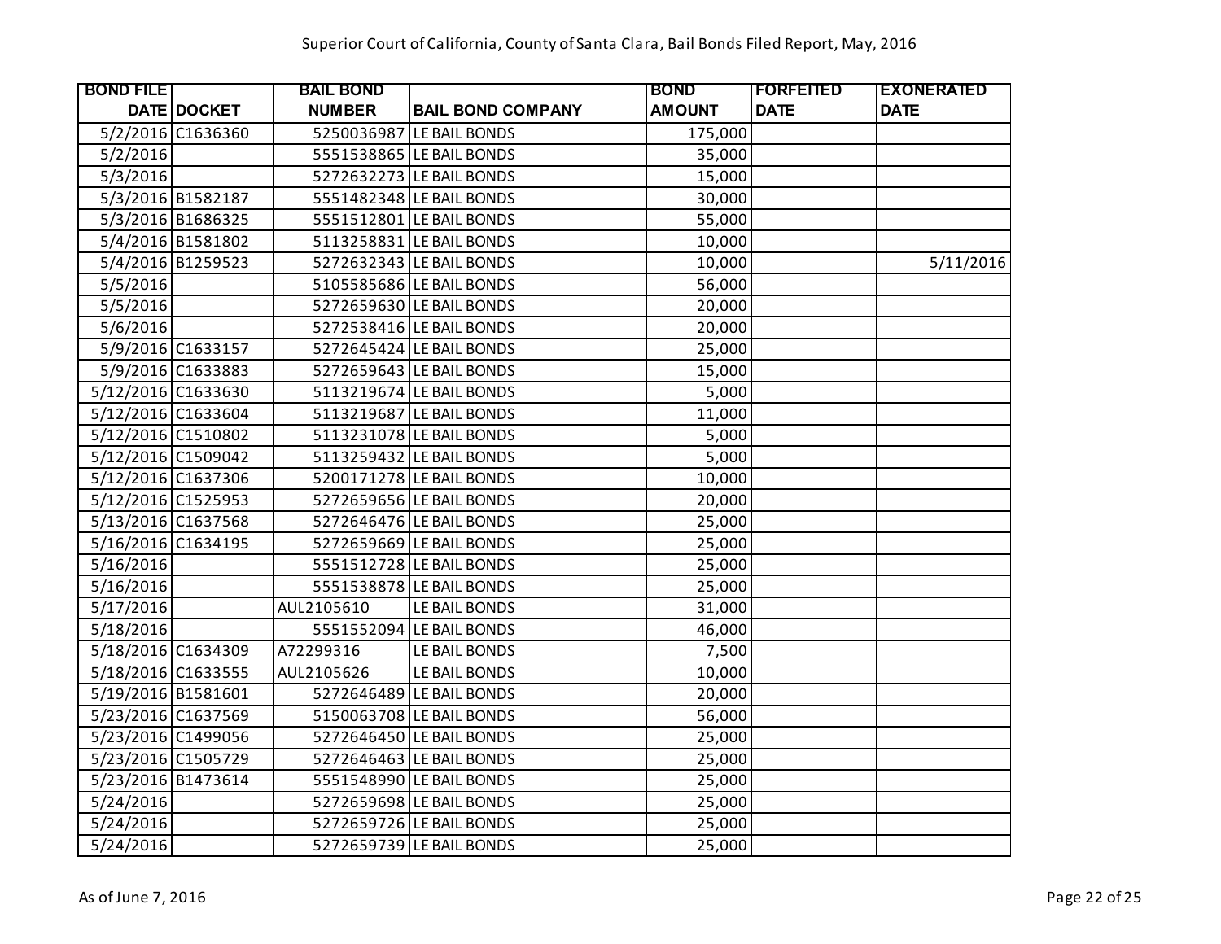Superior Court of California, County of Santa Clara, Bail Bonds Filed Report, May, 2016

| BOND FILE DATE | DOCKET | BAIL BOND NUMBER | BAIL BOND COMPANY | BOND AMOUNT | FORFEITED DATE | EXONERATED DATE |
|---|---|---|---|---|---|---|
| 5/2/2016 | C1636360 | 5250036987 | LE BAIL BONDS | 175,000 | | |
| 5/2/2016 | | 5551538865 | LE BAIL BONDS | 35,000 | | |
| 5/3/2016 | | 5272632273 | LE BAIL BONDS | 15,000 | | |
| 5/3/2016 | B1582187 | 5551482348 | LE BAIL BONDS | 30,000 | | |
| 5/3/2016 | B1686325 | 5551512801 | LE BAIL BONDS | 55,000 | | |
| 5/4/2016 | B1581802 | 5113258831 | LE BAIL BONDS | 10,000 | | |
| 5/4/2016 | B1259523 | 5272632343 | LE BAIL BONDS | 10,000 | | 5/11/2016 |
| 5/5/2016 | | 5105585686 | LE BAIL BONDS | 56,000 | | |
| 5/5/2016 | | 5272659630 | LE BAIL BONDS | 20,000 | | |
| 5/6/2016 | | 5272538416 | LE BAIL BONDS | 20,000 | | |
| 5/9/2016 | C1633157 | 5272645424 | LE BAIL BONDS | 25,000 | | |
| 5/9/2016 | C1633883 | 5272659643 | LE BAIL BONDS | 15,000 | | |
| 5/12/2016 | C1633630 | 5113219674 | LE BAIL BONDS | 5,000 | | |
| 5/12/2016 | C1633604 | 5113219687 | LE BAIL BONDS | 11,000 | | |
| 5/12/2016 | C1510802 | 5113231078 | LE BAIL BONDS | 5,000 | | |
| 5/12/2016 | C1509042 | 5113259432 | LE BAIL BONDS | 5,000 | | |
| 5/12/2016 | C1637306 | 5200171278 | LE BAIL BONDS | 10,000 | | |
| 5/12/2016 | C1525953 | 5272659656 | LE BAIL BONDS | 20,000 | | |
| 5/13/2016 | C1637568 | 5272646476 | LE BAIL BONDS | 25,000 | | |
| 5/16/2016 | C1634195 | 5272659669 | LE BAIL BONDS | 25,000 | | |
| 5/16/2016 | | 5551512728 | LE BAIL BONDS | 25,000 | | |
| 5/16/2016 | | 5551538878 | LE BAIL BONDS | 25,000 | | |
| 5/17/2016 | | AUL2105610 | LE BAIL BONDS | 31,000 | | |
| 5/18/2016 | | 5551552094 | LE BAIL BONDS | 46,000 | | |
| 5/18/2016 | C1634309 | A72299316 | LE BAIL BONDS | 7,500 | | |
| 5/18/2016 | C1633555 | AUL2105626 | LE BAIL BONDS | 10,000 | | |
| 5/19/2016 | B1581601 | 5272646489 | LE BAIL BONDS | 20,000 | | |
| 5/23/2016 | C1637569 | 5150063708 | LE BAIL BONDS | 56,000 | | |
| 5/23/2016 | C1499056 | 5272646450 | LE BAIL BONDS | 25,000 | | |
| 5/23/2016 | C1505729 | 5272646463 | LE BAIL BONDS | 25,000 | | |
| 5/23/2016 | B1473614 | 5551548990 | LE BAIL BONDS | 25,000 | | |
| 5/24/2016 | | 5272659698 | LE BAIL BONDS | 25,000 | | |
| 5/24/2016 | | 5272659726 | LE BAIL BONDS | 25,000 | | |
| 5/24/2016 | | 5272659739 | LE BAIL BONDS | 25,000 | | |

As of June 7, 2016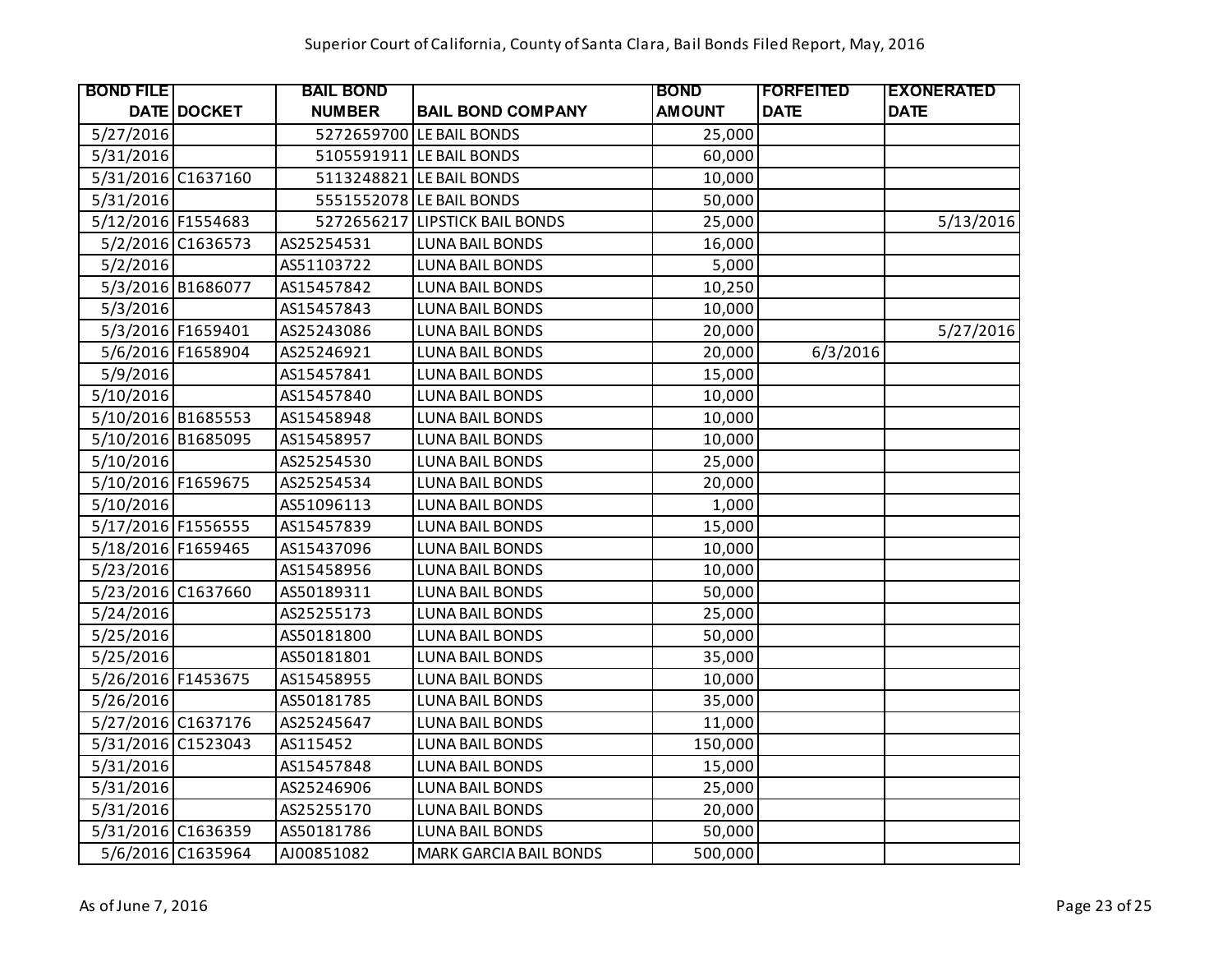Superior Court of California, County of Santa Clara, Bail Bonds Filed Report, May, 2016

| BOND FILE DATE | DOCKET | BAIL BOND NUMBER | BAIL BOND COMPANY | BOND AMOUNT | FORFEITED DATE | EXONERATED DATE |
|---|---|---|---|---|---|---|
| 5/27/2016 | | 5272659700 | LE BAIL BONDS | 25,000 | | |
| 5/31/2016 | | 5105591911 | LE BAIL BONDS | 60,000 | | |
| 5/31/2016 | C1637160 | 5113248821 | LE BAIL BONDS | 10,000 | | |
| 5/31/2016 | | 5551552078 | LE BAIL BONDS | 50,000 | | |
| 5/12/2016 | F1554683 | 5272656217 | LIPSTICK BAIL BONDS | 25,000 | | 5/13/2016 |
| 5/2/2016 | C1636573 | AS25254531 | LUNA BAIL BONDS | 16,000 | | |
| 5/2/2016 | | AS51103722 | LUNA BAIL BONDS | 5,000 | | |
| 5/3/2016 | B1686077 | AS15457842 | LUNA BAIL BONDS | 10,250 | | |
| 5/3/2016 | | AS15457843 | LUNA BAIL BONDS | 10,000 | | |
| 5/3/2016 | F1659401 | AS25243086 | LUNA BAIL BONDS | 20,000 | | 5/27/2016 |
| 5/6/2016 | F1658904 | AS25246921 | LUNA BAIL BONDS | 20,000 | 6/3/2016 | |
| 5/9/2016 | | AS15457841 | LUNA BAIL BONDS | 15,000 | | |
| 5/10/2016 | | AS15457840 | LUNA BAIL BONDS | 10,000 | | |
| 5/10/2016 | B1685553 | AS15458948 | LUNA BAIL BONDS | 10,000 | | |
| 5/10/2016 | B1685095 | AS15458957 | LUNA BAIL BONDS | 10,000 | | |
| 5/10/2016 | | AS25254530 | LUNA BAIL BONDS | 25,000 | | |
| 5/10/2016 | F1659675 | AS25254534 | LUNA BAIL BONDS | 20,000 | | |
| 5/10/2016 | | AS51096113 | LUNA BAIL BONDS | 1,000 | | |
| 5/17/2016 | F1556555 | AS15457839 | LUNA BAIL BONDS | 15,000 | | |
| 5/18/2016 | F1659465 | AS15437096 | LUNA BAIL BONDS | 10,000 | | |
| 5/23/2016 | | AS15458956 | LUNA BAIL BONDS | 10,000 | | |
| 5/23/2016 | C1637660 | AS50189311 | LUNA BAIL BONDS | 50,000 | | |
| 5/24/2016 | | AS25255173 | LUNA BAIL BONDS | 25,000 | | |
| 5/25/2016 | | AS50181800 | LUNA BAIL BONDS | 50,000 | | |
| 5/25/2016 | | AS50181801 | LUNA BAIL BONDS | 35,000 | | |
| 5/26/2016 | F1453675 | AS15458955 | LUNA BAIL BONDS | 10,000 | | |
| 5/26/2016 | | AS50181785 | LUNA BAIL BONDS | 35,000 | | |
| 5/27/2016 | C1637176 | AS25245647 | LUNA BAIL BONDS | 11,000 | | |
| 5/31/2016 | C1523043 | AS115452 | LUNA BAIL BONDS | 150,000 | | |
| 5/31/2016 | | AS15457848 | LUNA BAIL BONDS | 15,000 | | |
| 5/31/2016 | | AS25246906 | LUNA BAIL BONDS | 25,000 | | |
| 5/31/2016 | | AS25255170 | LUNA BAIL BONDS | 20,000 | | |
| 5/31/2016 | C1636359 | AS50181786 | LUNA BAIL BONDS | 50,000 | | |
| 5/6/2016 | C1635964 | AJ00851082 | MARK GARCIA BAIL BONDS | 500,000 | | |

As of June 7, 2016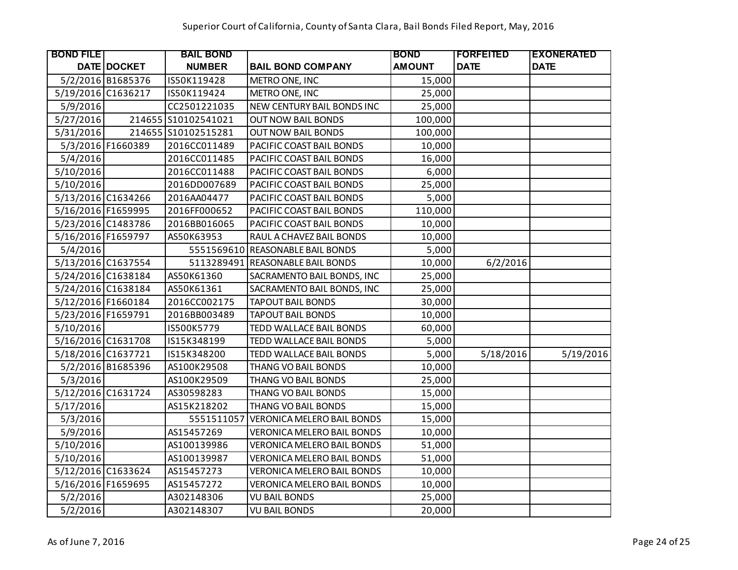Superior Court of California, County of Santa Clara, Bail Bonds Filed Report, May, 2016

| BOND FILE DATE | DOCKET | BAIL BOND NUMBER | BAIL BOND COMPANY | BOND AMOUNT | FORFEITED DATE | EXONERATED DATE |
|---|---|---|---|---|---|---|
| 5/2/2016 | B1685376 | IS50K119428 | METRO ONE, INC | 15,000 | | |
| 5/19/2016 | C1636217 | IS50K119424 | METRO ONE, INC | 25,000 | | |
| 5/9/2016 | | CC2501221035 | NEW CENTURY BAIL BONDS INC | 25,000 | | |
| 5/27/2016 | 214655 | S10102541021 | OUT NOW BAIL BONDS | 100,000 | | |
| 5/31/2016 | 214655 | S10102515281 | OUT NOW BAIL BONDS | 100,000 | | |
| 5/3/2016 | F1660389 | 2016CC011489 | PACIFIC COAST BAIL BONDS | 10,000 | | |
| 5/4/2016 | | 2016CC011485 | PACIFIC COAST BAIL BONDS | 16,000 | | |
| 5/10/2016 | | 2016CC011488 | PACIFIC COAST BAIL BONDS | 6,000 | | |
| 5/10/2016 | | 2016DD007689 | PACIFIC COAST BAIL BONDS | 25,000 | | |
| 5/13/2016 | C1634266 | 2016AA04477 | PACIFIC COAST BAIL BONDS | 5,000 | | |
| 5/16/2016 | F1659995 | 2016FF000652 | PACIFIC COAST BAIL BONDS | 110,000 | | |
| 5/23/2016 | C1483786 | 2016BB016065 | PACIFIC COAST BAIL BONDS | 10,000 | | |
| 5/16/2016 | F1659797 | AS50K63953 | RAUL A CHAVEZ BAIL BONDS | 10,000 | | |
| 5/4/2016 | | 5551569610 | REASONABLE BAIL BONDS | 5,000 | | |
| 5/13/2016 | C1637554 | 5113289491 | REASONABLE BAIL BONDS | 10,000 | 6/2/2016 | |
| 5/24/2016 | C1638184 | AS50K61360 | SACRAMENTO BAIL BONDS, INC | 25,000 | | |
| 5/24/2016 | C1638184 | AS50K61361 | SACRAMENTO BAIL BONDS, INC | 25,000 | | |
| 5/12/2016 | F1660184 | 2016CC002175 | TAPOUT BAIL BONDS | 30,000 | | |
| 5/23/2016 | F1659791 | 2016BB003489 | TAPOUT BAIL BONDS | 10,000 | | |
| 5/10/2016 | | IS500K5779 | TEDD WALLACE BAIL BONDS | 60,000 | | |
| 5/16/2016 | C1631708 | IS15K348199 | TEDD WALLACE BAIL BONDS | 5,000 | | |
| 5/18/2016 | C1637721 | IS15K348200 | TEDD WALLACE BAIL BONDS | 5,000 | 5/18/2016 | 5/19/2016 |
| 5/2/2016 | B1685396 | AS100K29508 | THANG VO BAIL BONDS | 10,000 | | |
| 5/3/2016 | | AS100K29509 | THANG VO BAIL BONDS | 25,000 | | |
| 5/12/2016 | C1631724 | AS30598283 | THANG VO BAIL BONDS | 15,000 | | |
| 5/17/2016 | | AS15K218202 | THANG VO BAIL BONDS | 15,000 | | |
| 5/3/2016 | | 5551511057 | VERONICA MELERO BAIL BONDS | 15,000 | | |
| 5/9/2016 | | AS15457269 | VERONICA MELERO BAIL BONDS | 10,000 | | |
| 5/10/2016 | | AS100139986 | VERONICA MELERO BAIL BONDS | 51,000 | | |
| 5/10/2016 | | AS100139987 | VERONICA MELERO BAIL BONDS | 51,000 | | |
| 5/12/2016 | C1633624 | AS15457273 | VERONICA MELERO BAIL BONDS | 10,000 | | |
| 5/16/2016 | F1659695 | AS15457272 | VERONICA MELERO BAIL BONDS | 10,000 | | |
| 5/2/2016 | | A302148306 | VU BAIL BONDS | 25,000 | | |
| 5/2/2016 | | A302148307 | VU BAIL BONDS | 20,000 | | |

As of June 7, 2016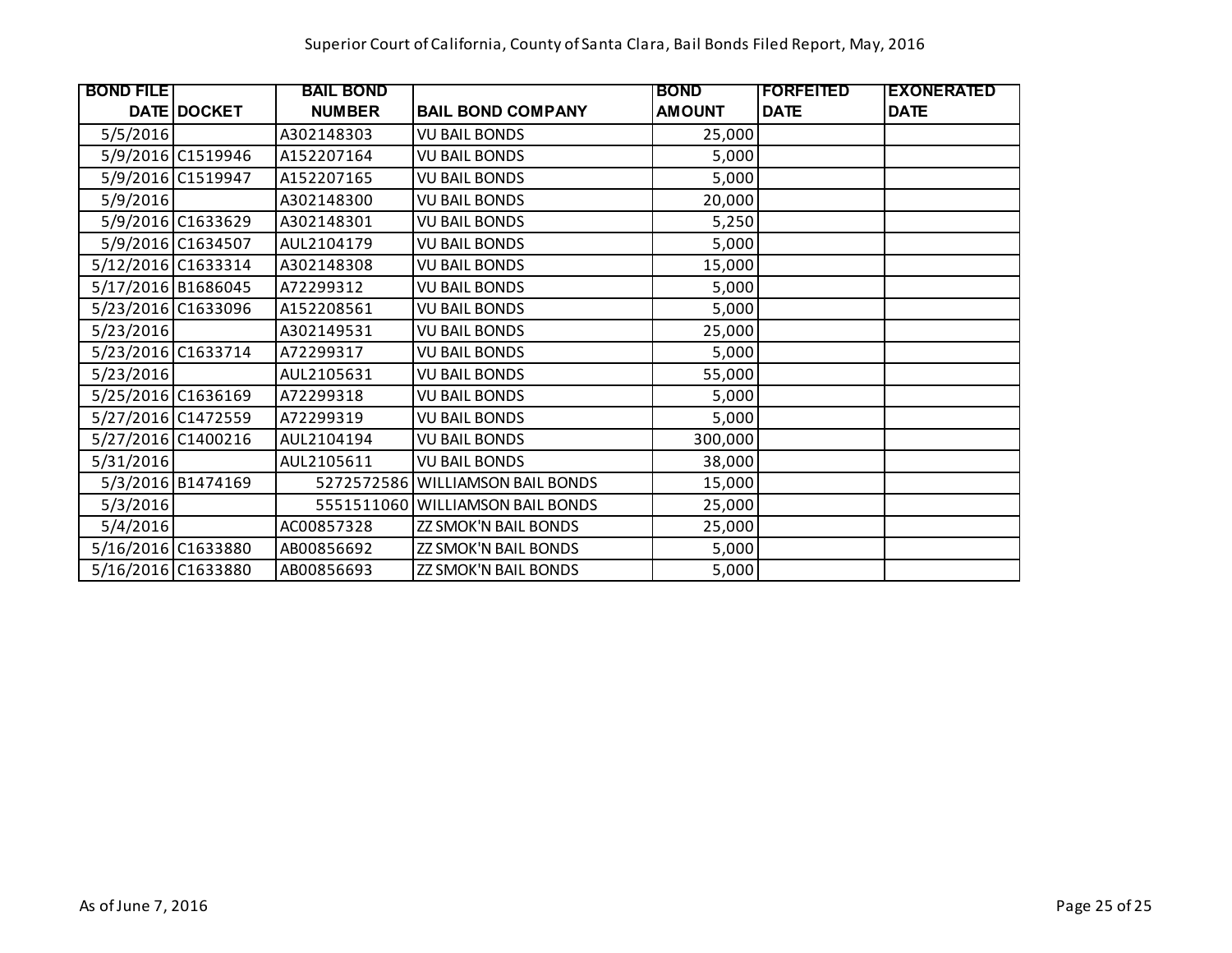Superior Court of California, County of Santa Clara, Bail Bonds Filed Report, May, 2016

| BOND FILE DATE | DOCKET | BAIL BOND NUMBER | BAIL BOND COMPANY | BOND AMOUNT | FORFEITED DATE | EXONERATED DATE |
|---|---|---|---|---|---|---|
| 5/5/2016 | | A302148303 | VU BAIL BONDS | 25,000 | | |
| 5/9/2016 | C1519946 | A152207164 | VU BAIL BONDS | 5,000 | | |
| 5/9/2016 | C1519947 | A152207165 | VU BAIL BONDS | 5,000 | | |
| 5/9/2016 | | A302148300 | VU BAIL BONDS | 20,000 | | |
| 5/9/2016 | C1633629 | A302148301 | VU BAIL BONDS | 5,250 | | |
| 5/9/2016 | C1634507 | AUL2104179 | VU BAIL BONDS | 5,000 | | |
| 5/12/2016 | C1633314 | A302148308 | VU BAIL BONDS | 15,000 | | |
| 5/17/2016 | B1686045 | A72299312 | VU BAIL BONDS | 5,000 | | |
| 5/23/2016 | C1633096 | A152208561 | VU BAIL BONDS | 5,000 | | |
| 5/23/2016 | | A302149531 | VU BAIL BONDS | 25,000 | | |
| 5/23/2016 | C1633714 | A72299317 | VU BAIL BONDS | 5,000 | | |
| 5/23/2016 | | AUL2105631 | VU BAIL BONDS | 55,000 | | |
| 5/25/2016 | C1636169 | A72299318 | VU BAIL BONDS | 5,000 | | |
| 5/27/2016 | C1472559 | A72299319 | VU BAIL BONDS | 5,000 | | |
| 5/27/2016 | C1400216 | AUL2104194 | VU BAIL BONDS | 300,000 | | |
| 5/31/2016 | | AUL2105611 | VU BAIL BONDS | 38,000 | | |
| 5/3/2016 | B1474169 | 5272572586 | WILLIAMSON BAIL BONDS | 15,000 | | |
| 5/3/2016 | | 5551511060 | WILLIAMSON BAIL BONDS | 25,000 | | |
| 5/4/2016 | | AC00857328 | ZZ SMOK'N BAIL BONDS | 25,000 | | |
| 5/16/2016 | C1633880 | AB00856692 | ZZ SMOK'N BAIL BONDS | 5,000 | | |
| 5/16/2016 | C1633880 | AB00856693 | ZZ SMOK'N BAIL BONDS | 5,000 | | |

As of June 7, 2016